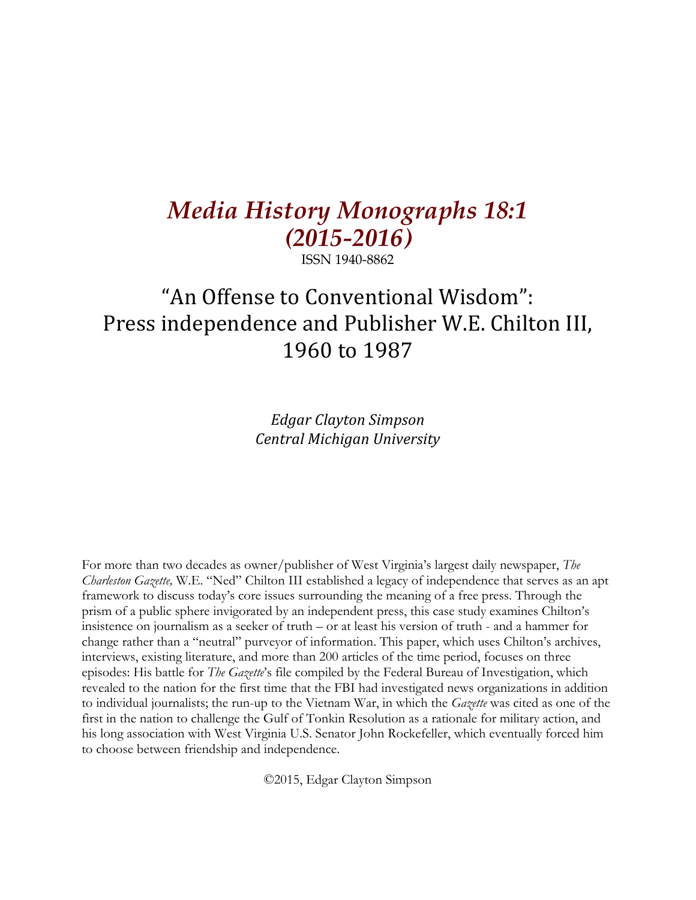# *Media History Monographs 18:1 (2015-2016)*

ISSN 1940-8862

## "An Offense to Conventional Wisdom": Press independence and Publisher W.E. Chilton III, 1960 to 1987

*Edgar Clayton Simpson*
*Central Michigan University*

For more than two decades as owner/publisher of West Virginia's largest daily newspaper, *The Charleston Gazette,* W.E. "Ned" Chilton III established a legacy of independence that serves as an apt framework to discuss today's core issues surrounding the meaning of a free press. Through the prism of a public sphere invigorated by an independent press, this case study examines Chilton's insistence on journalism as a seeker of truth – or at least his version of truth - and a hammer for change rather than a "neutral" purveyor of information. This paper, which uses Chilton's archives, interviews, existing literature, and more than 200 articles of the time period, focuses on three episodes: His battle for *The Gazette*'s file compiled by the Federal Bureau of Investigation, which revealed to the nation for the first time that the FBI had investigated news organizations in addition to individual journalists; the run-up to the Vietnam War, in which the *Gazette* was cited as one of the first in the nation to challenge the Gulf of Tonkin Resolution as a rationale for military action, and his long association with West Virginia U.S. Senator John Rockefeller, which eventually forced him to choose between friendship and independence.

©2015, Edgar Clayton Simpson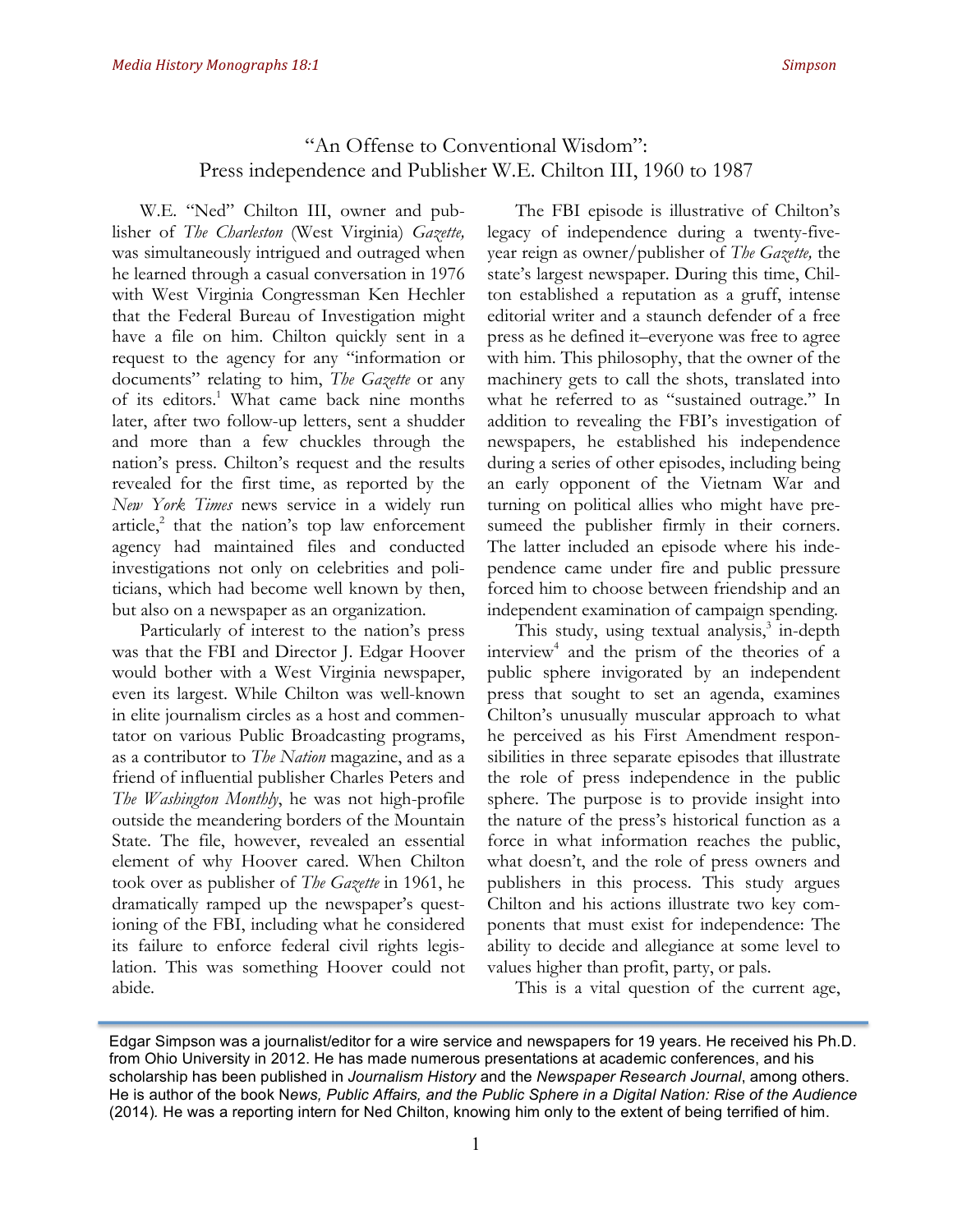# "An Offense to Conventional Wisdom": Press independence and Publisher W.E. Chilton III, 1960 to 1987

W.E. "Ned" Chilton III, owner and publisher of *The Charleston* (West Virginia) *Gazette,* was simultaneously intrigued and outraged when he learned through a casual conversation in 1976 with West Virginia Congressman Ken Hechler that the Federal Bureau of Investigation might have a file on him. Chilton quickly sent in a request to the agency for any "information or documents" relating to him, *The Gazette* or any of its editors.[1] What came back nine months later, after two follow-up letters, sent a shudder and more than a few chuckles through the nation's press. Chilton's request and the results revealed for the first time, as reported by the *New York Times* news service in a widely run article,[2] that the nation's top law enforcement agency had maintained files and conducted investigations not only on celebrities and politicians, which had become well known by then, but also on a newspaper as an organization.

Particularly of interest to the nation's press was that the FBI and Director J. Edgar Hoover would bother with a West Virginia newspaper, even its largest. While Chilton was well-known in elite journalism circles as a host and commentator on various Public Broadcasting programs, as a contributor to *The Nation* magazine, and as a friend of influential publisher Charles Peters and *The Washington Monthly*, he was not high-profile outside the meandering borders of the Mountain State. The file, however, revealed an essential element of why Hoover cared. When Chilton took over as publisher of *The Gazette* in 1961, he dramatically ramped up the newspaper's questioning of the FBI, including what he considered its failure to enforce federal civil rights legislation. This was something Hoover could not abide.

The FBI episode is illustrative of Chilton's legacy of independence during a twenty-five-year reign as owner/publisher of *The Gazette,* the state's largest newspaper. During this time, Chilton established a reputation as a gruff, intense editorial writer and a staunch defender of a free press as he defined it–everyone was free to agree with him. This philosophy, that the owner of the machinery gets to call the shots, translated into what he referred to as "sustained outrage." In addition to revealing the FBI's investigation of newspapers, he established his independence during a series of other episodes, including being an early opponent of the Vietnam War and turning on political allies who might have presumeed the publisher firmly in their corners. The latter included an episode where his independence came under fire and public pressure forced him to choose between friendship and an independent examination of campaign spending.

This study, using textual analysis,[3] in-depth interview[4] and the prism of the theories of a public sphere invigorated by an independent press that sought to set an agenda, examines Chilton's unusually muscular approach to what he perceived as his First Amendment responsibilities in three separate episodes that illustrate the role of press independence in the public sphere. The purpose is to provide insight into the nature of the press's historical function as a force in what information reaches the public, what doesn't, and the role of press owners and publishers in this process. This study argues Chilton and his actions illustrate two key components that must exist for independence: The ability to decide and allegiance at some level to values higher than profit, party, or pals.

This is a vital question of the current age,

---

Edgar Simpson was a journalist/editor for a wire service and newspapers for 19 years. He received his Ph.D. from Ohio University in 2012. He has made numerous presentations at academic conferences, and his scholarship has been published in *Journalism History* and the *Newspaper Research Journal*, among others. He is author of the book *News, Public Affairs, and the Public Sphere in a Digital Nation: Rise of the Audience* (2014). He was a reporting intern for Ned Chilton, knowing him only to the extent of being terrified of him.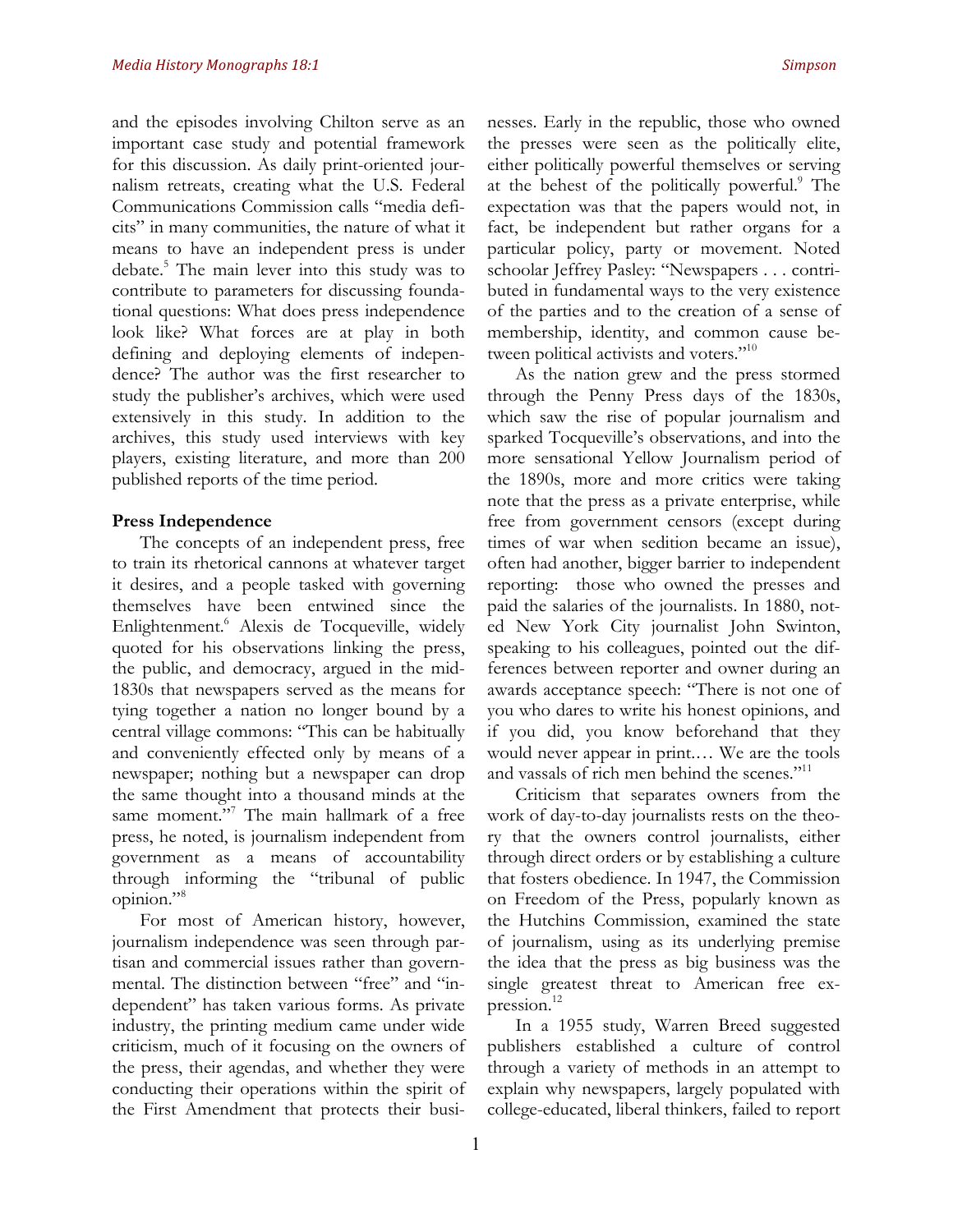and the episodes involving Chilton serve as an important case study and potential framework for this discussion. As daily print-oriented journalism retreats, creating what the U.S. Federal Communications Commission calls "media deficits" in many communities, the nature of what it means to have an independent press is under debate.[5] The main lever into this study was to contribute to parameters for discussing foundational questions: What does press independence look like? What forces are at play in both defining and deploying elements of independence? The author was the first researcher to study the publisher's archives, which were used extensively in this study. In addition to the archives, this study used interviews with key players, existing literature, and more than 200 published reports of the time period.

**Press Independence**

The concepts of an independent press, free to train its rhetorical cannons at whatever target it desires, and a people tasked with governing themselves have been entwined since the Enlightenment.[6] Alexis de Tocqueville, widely quoted for his observations linking the press, the public, and democracy, argued in the mid-1830s that newspapers served as the means for tying together a nation no longer bound by a central village commons: "This can be habitually and conveniently effected only by means of a newspaper; nothing but a newspaper can drop the same thought into a thousand minds at the same moment."[7] The main hallmark of a free press, he noted, is journalism independent from government as a means of accountability through informing the "tribunal of public opinion."[8]

For most of American history, however, journalism independence was seen through partisan and commercial issues rather than governmental. The distinction between "free" and "independent" has taken various forms. As private industry, the printing medium came under wide criticism, much of it focusing on the owners of the press, their agendas, and whether they were conducting their operations within the spirit of the First Amendment that protects their businesses. Early in the republic, those who owned the presses were seen as the politically elite, either politically powerful themselves or serving at the behest of the politically powerful.[9] The expectation was that the papers would not, in fact, be independent but rather organs for a particular policy, party or movement. Noted schoolar Jeffrey Pasley: "Newspapers . . . contributed in fundamental ways to the very existence of the parties and to the creation of a sense of membership, identity, and common cause between political activists and voters."[10]

As the nation grew and the press stormed through the Penny Press days of the 1830s, which saw the rise of popular journalism and sparked Tocqueville's observations, and into the more sensational Yellow Journalism period of the 1890s, more and more critics were taking note that the press as a private enterprise, while free from government censors (except during times of war when sedition became an issue), often had another, bigger barrier to independent reporting: those who owned the presses and paid the salaries of the journalists. In 1880, noted New York City journalist John Swinton, speaking to his colleagues, pointed out the differences between reporter and owner during an awards acceptance speech: "There is not one of you who dares to write his honest opinions, and if you did, you know beforehand that they would never appear in print.… We are the tools and vassals of rich men behind the scenes."[11]

Criticism that separates owners from the work of day-to-day journalists rests on the theory that the owners control journalists, either through direct orders or by establishing a culture that fosters obedience. In 1947, the Commission on Freedom of the Press, popularly known as the Hutchins Commission, examined the state of journalism, using as its underlying premise the idea that the press as big business was the single greatest threat to American free expression.[12]

In a 1955 study, Warren Breed suggested publishers established a culture of control through a variety of methods in an attempt to explain why newspapers, largely populated with college-educated, liberal thinkers, failed to report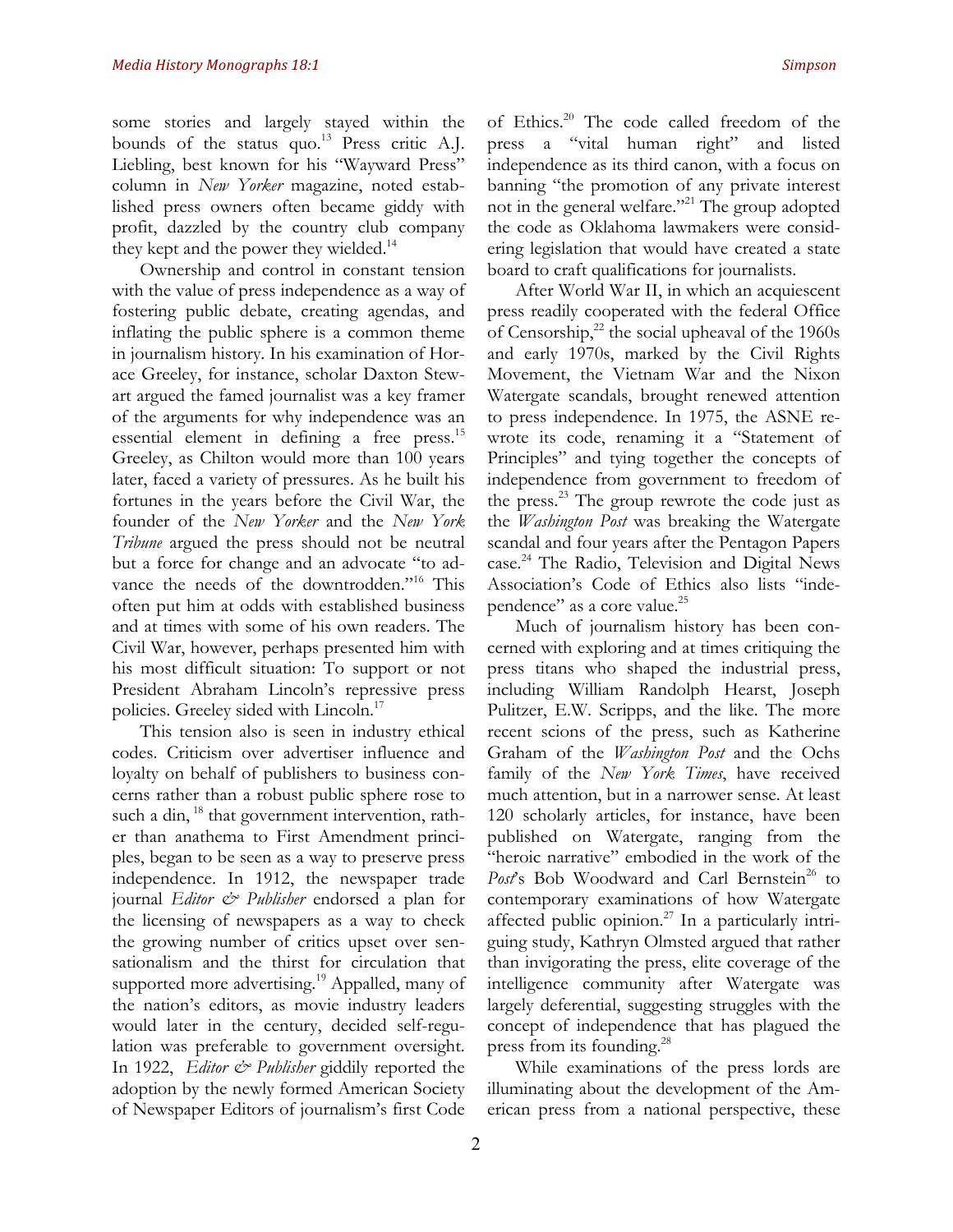some stories and largely stayed within the bounds of the status quo.[13] Press critic A.J. Liebling, best known for his "Wayward Press" column in *New Yorker* magazine, noted established press owners often became giddy with profit, dazzled by the country club company they kept and the power they wielded.[14]

Ownership and control in constant tension with the value of press independence as a way of fostering public debate, creating agendas, and inflating the public sphere is a common theme in journalism history. In his examination of Horace Greeley, for instance, scholar Daxton Stewart argued the famed journalist was a key framer of the arguments for why independence was an essential element in defining a free press.[15] Greeley, as Chilton would more than 100 years later, faced a variety of pressures. As he built his fortunes in the years before the Civil War, the founder of the *New Yorker* and the *New York Tribune* argued the press should not be neutral but a force for change and an advocate "to advance the needs of the downtrodden."[16] This often put him at odds with established business and at times with some of his own readers. The Civil War, however, perhaps presented him with his most difficult situation: To support or not President Abraham Lincoln's repressive press policies. Greeley sided with Lincoln.[17]

This tension also is seen in industry ethical codes. Criticism over advertiser influence and loyalty on behalf of publishers to business concerns rather than a robust public sphere rose to such a din,[18] that government intervention, rather than anathema to First Amendment principles, began to be seen as a way to preserve press independence. In 1912, the newspaper trade journal *Editor & Publisher* endorsed a plan for the licensing of newspapers as a way to check the growing number of critics upset over sensationalism and the thirst for circulation that supported more advertising.[19] Appalled, many of the nation's editors, as movie industry leaders would later in the century, decided self-regulation was preferable to government oversight. In 1922, *Editor & Publisher* giddily reported the adoption by the newly formed American Society of Newspaper Editors of journalism's first Code of Ethics.[20] The code called freedom of the press a "vital human right" and listed independence as its third canon, with a focus on banning "the promotion of any private interest not in the general welfare."[21] The group adopted the code as Oklahoma lawmakers were considering legislation that would have created a state board to craft qualifications for journalists.

After World War II, in which an acquiescent press readily cooperated with the federal Office of Censorship,[22] the social upheaval of the 1960s and early 1970s, marked by the Civil Rights Movement, the Vietnam War and the Nixon Watergate scandals, brought renewed attention to press independence. In 1975, the ASNE rewrote its code, renaming it a "Statement of Principles" and tying together the concepts of independence from government to freedom of the press.[23] The group rewrote the code just as the *Washington Post* was breaking the Watergate scandal and four years after the Pentagon Papers case.[24] The Radio, Television and Digital News Association's Code of Ethics also lists "independence" as a core value.[25]

Much of journalism history has been concerned with exploring and at times critiquing the press titans who shaped the industrial press, including William Randolph Hearst, Joseph Pulitzer, E.W. Scripps, and the like. The more recent scions of the press, such as Katherine Graham of the *Washington Post* and the Ochs family of the *New York Times*, have received much attention, but in a narrower sense. At least 120 scholarly articles, for instance, have been published on Watergate, ranging from the "heroic narrative" embodied in the work of the *Post*'s Bob Woodward and Carl Bernstein[26] to contemporary examinations of how Watergate affected public opinion.[27] In a particularly intriguing study, Kathryn Olmsted argued that rather than invigorating the press, elite coverage of the intelligence community after Watergate was largely deferential, suggesting struggles with the concept of independence that has plagued the press from its founding.[28]

While examinations of the press lords are illuminating about the development of the American press from a national perspective, these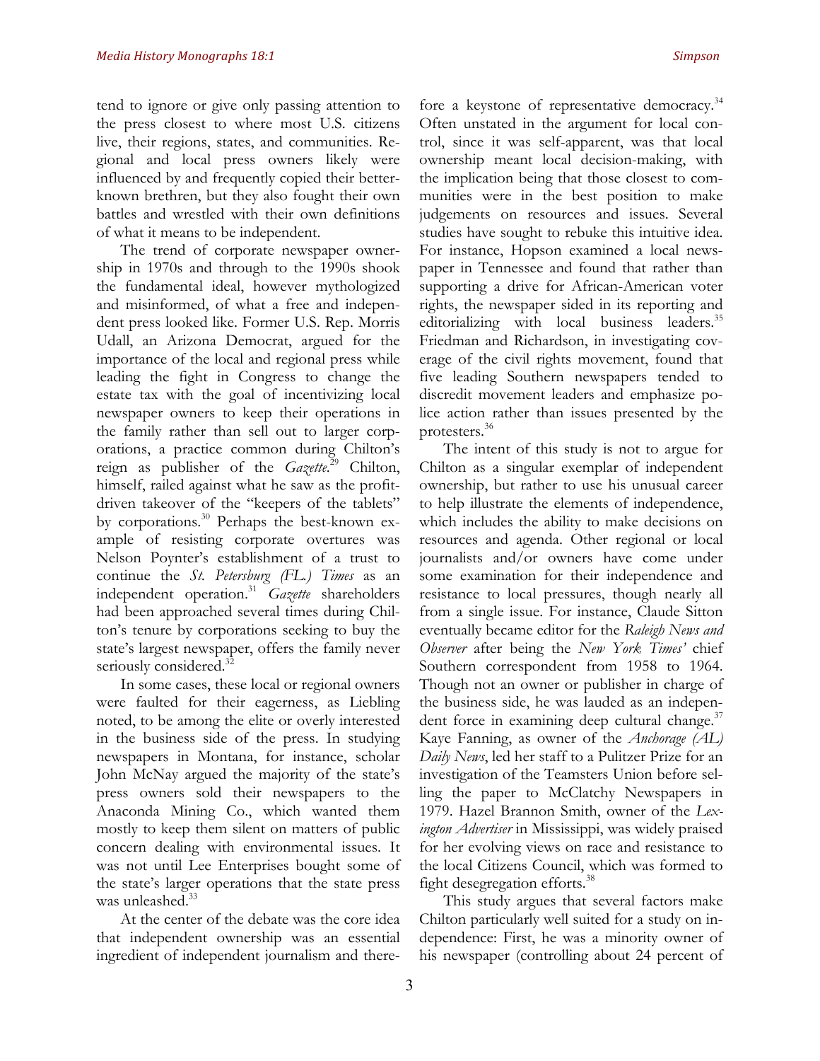tend to ignore or give only passing attention to the press closest to where most U.S. citizens live, their regions, states, and communities. Regional and local press owners likely were influenced by and frequently copied their better-known brethren, but they also fought their own battles and wrestled with their own definitions of what it means to be independent.

The trend of corporate newspaper ownership in 1970s and through to the 1990s shook the fundamental ideal, however mythologized and misinformed, of what a free and independent press looked like. Former U.S. Rep. Morris Udall, an Arizona Democrat, argued for the importance of the local and regional press while leading the fight in Congress to change the estate tax with the goal of incentivizing local newspaper owners to keep their operations in the family rather than sell out to larger corporations, a practice common during Chilton's reign as publisher of the *Gazette*.[29] Chilton, himself, railed against what he saw as the profit-driven takeover of the "keepers of the tablets" by corporations.[30] Perhaps the best-known example of resisting corporate overtures was Nelson Poynter's establishment of a trust to continue the *St. Petersburg (FL.) Times* as an independent operation.[31] *Gazette* shareholders had been approached several times during Chilton's tenure by corporations seeking to buy the state's largest newspaper, offers the family never seriously considered.[32]

In some cases, these local or regional owners were faulted for their eagerness, as Liebling noted, to be among the elite or overly interested in the business side of the press. In studying newspapers in Montana, for instance, scholar John McNay argued the majority of the state's press owners sold their newspapers to the Anaconda Mining Co., which wanted them mostly to keep them silent on matters of public concern dealing with environmental issues. It was not until Lee Enterprises bought some of the state's larger operations that the state press was unleashed.[33]

At the center of the debate was the core idea that independent ownership was an essential ingredient of independent journalism and therefore a keystone of representative democracy.[34] Often unstated in the argument for local control, since it was self-apparent, was that local ownership meant local decision-making, with the implication being that those closest to communities were in the best position to make judgements on resources and issues. Several studies have sought to rebuke this intuitive idea. For instance, Hopson examined a local newspaper in Tennessee and found that rather than supporting a drive for African-American voter rights, the newspaper sided in its reporting and editorializing with local business leaders.[35] Friedman and Richardson, in investigating coverage of the civil rights movement, found that five leading Southern newspapers tended to discredit movement leaders and emphasize police action rather than issues presented by the protesters.[36]

The intent of this study is not to argue for Chilton as a singular exemplar of independent ownership, but rather to use his unusual career to help illustrate the elements of independence, which includes the ability to make decisions on resources and agenda. Other regional or local journalists and/or owners have come under some examination for their independence and resistance to local pressures, though nearly all from a single issue. For instance, Claude Sitton eventually became editor for the *Raleigh News and Observer* after being the *New York Times'* chief Southern correspondent from 1958 to 1964. Though not an owner or publisher in charge of the business side, he was lauded as an independent force in examining deep cultural change.[37] Kaye Fanning, as owner of the *Anchorage (AL) Daily News*, led her staff to a Pulitzer Prize for an investigation of the Teamsters Union before selling the paper to McClatchy Newspapers in 1979. Hazel Brannon Smith, owner of the *Lexington Advertiser* in Mississippi, was widely praised for her evolving views on race and resistance to the local Citizens Council, which was formed to fight desegregation efforts.[38]

This study argues that several factors make Chilton particularly well suited for a study on independence: First, he was a minority owner of his newspaper (controlling about 24 percent of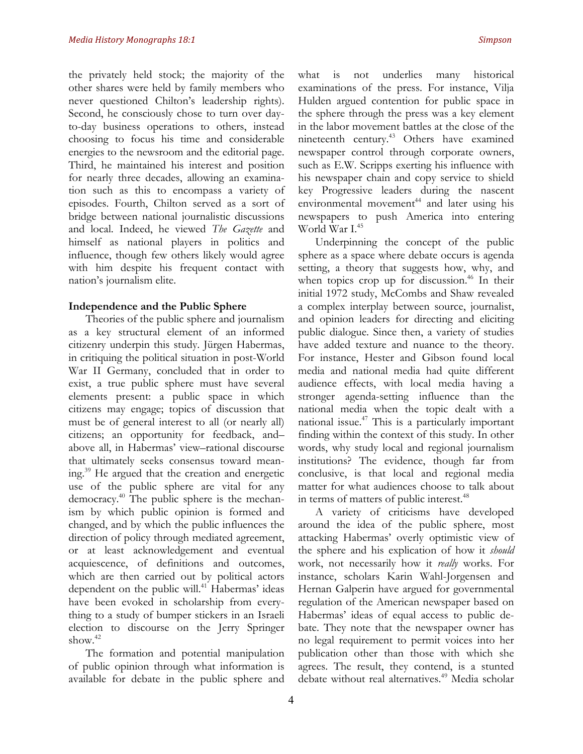the privately held stock; the majority of the other shares were held by family members who never questioned Chilton's leadership rights). Second, he consciously chose to turn over day-to-day business operations to others, instead choosing to focus his time and considerable energies to the newsroom and the editorial page. Third, he maintained his interest and position for nearly three decades, allowing an examination such as this to encompass a variety of episodes. Fourth, Chilton served as a sort of bridge between national journalistic discussions and local. Indeed, he viewed *The Gazette* and himself as national players in politics and influence, though few others likely would agree with him despite his frequent contact with nation's journalism elite.

**Independence and the Public Sphere**

Theories of the public sphere and journalism as a key structural element of an informed citizenry underpin this study. Jürgen Habermas, in critiquing the political situation in post-World War II Germany, concluded that in order to exist, a true public sphere must have several elements present: a public space in which citizens may engage; topics of discussion that must be of general interest to all (or nearly all) citizens; an opportunity for feedback, and–above all, in Habermas' view–rational discourse that ultimately seeks consensus toward meaning.[39] He argued that the creation and energetic use of the public sphere are vital for any democracy.[40] The public sphere is the mechanism by which public opinion is formed and changed, and by which the public influences the direction of policy through mediated agreement, or at least acknowledgement and eventual acquiescence, of definitions and outcomes, which are then carried out by political actors dependent on the public will.[41] Habermas' ideas have been evoked in scholarship from everything to a study of bumper stickers in an Israeli election to discourse on the Jerry Springer show.[42]

The formation and potential manipulation of public opinion through what information is available for debate in the public sphere and what is not underlies many historical examinations of the press. For instance, Vilja Hulden argued contention for public space in the sphere through the press was a key element in the labor movement battles at the close of the nineteenth century.[43] Others have examined newspaper control through corporate owners, such as E.W. Scripps exerting his influence with his newspaper chain and copy service to shield key Progressive leaders during the nascent environmental movement[44] and later using his newspapers to push America into entering World War I.[45]

Underpinning the concept of the public sphere as a space where debate occurs is agenda setting, a theory that suggests how, why, and when topics crop up for discussion.[46] In their initial 1972 study, McCombs and Shaw revealed a complex interplay between source, journalist, and opinion leaders for directing and eliciting public dialogue. Since then, a variety of studies have added texture and nuance to the theory. For instance, Hester and Gibson found local media and national media had quite different audience effects, with local media having a stronger agenda-setting influence than the national media when the topic dealt with a national issue.[47] This is a particularly important finding within the context of this study. In other words, why study local and regional journalism institutions? The evidence, though far from conclusive, is that local and regional media matter for what audiences choose to talk about in terms of matters of public interest.[48]

A variety of criticisms have developed around the idea of the public sphere, most attacking Habermas' overly optimistic view of the sphere and his explication of how it *should* work, not necessarily how it *really* works. For instance, scholars Karin Wahl-Jorgensen and Hernan Galperin have argued for governmental regulation of the American newspaper based on Habermas' ideas of equal access to public debate. They note that the newspaper owner has no legal requirement to permit voices into her publication other than those with which she agrees. The result, they contend, is a stunted debate without real alternatives.[49] Media scholar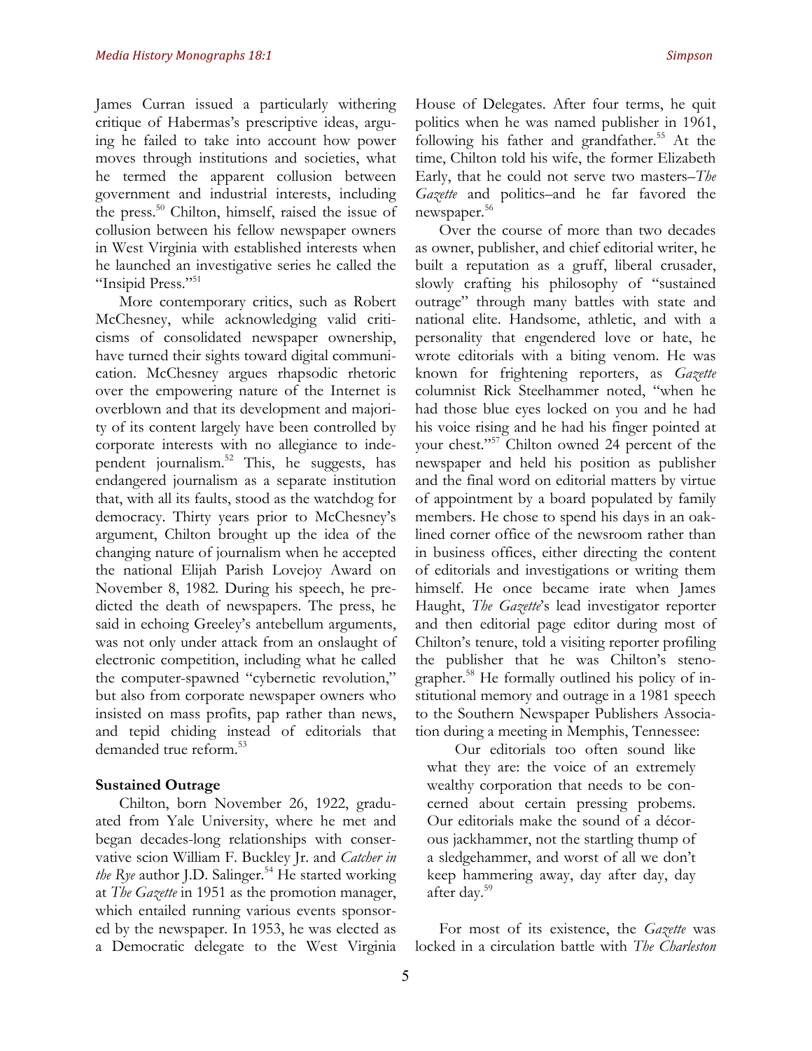James Curran issued a particularly withering critique of Habermas's prescriptive ideas, arguing he failed to take into account how power moves through institutions and societies, what he termed the apparent collusion between government and industrial interests, including the press.[50] Chilton, himself, raised the issue of collusion between his fellow newspaper owners in West Virginia with established interests when he launched an investigative series he called the "Insipid Press."[51]

More contemporary critics, such as Robert McChesney, while acknowledging valid criticisms of consolidated newspaper ownership, have turned their sights toward digital communication. McChesney argues rhapsodic rhetoric over the empowering nature of the Internet is overblown and that its development and majority of its content largely have been controlled by corporate interests with no allegiance to independent journalism.[52] This, he suggests, has endangered journalism as a separate institution that, with all its faults, stood as the watchdog for democracy. Thirty years prior to McChesney's argument, Chilton brought up the idea of the changing nature of journalism when he accepted the national Elijah Parish Lovejoy Award on November 8, 1982. During his speech, he predicted the death of newspapers. The press, he said in echoing Greeley's antebellum arguments, was not only under attack from an onslaught of electronic competition, including what he called the computer-spawned "cybernetic revolution," but also from corporate newspaper owners who insisted on mass profits, pap rather than news, and tepid chiding instead of editorials that demanded true reform.[53]

**Sustained Outrage**

Chilton, born November 26, 1922, graduated from Yale University, where he met and began decades-long relationships with conservative scion William F. Buckley Jr. and *Catcher in the Rye* author J.D. Salinger.[54] He started working at *The Gazette* in 1951 as the promotion manager, which entailed running various events sponsored by the newspaper. In 1953, he was elected as a Democratic delegate to the West Virginia House of Delegates. After four terms, he quit politics when he was named publisher in 1961, following his father and grandfather.[55] At the time, Chilton told his wife, the former Elizabeth Early, that he could not serve two masters–*The Gazette* and politics–and he far favored the newspaper.[56]

Over the course of more than two decades as owner, publisher, and chief editorial writer, he built a reputation as a gruff, liberal crusader, slowly crafting his philosophy of "sustained outrage" through many battles with state and national elite. Handsome, athletic, and with a personality that engendered love or hate, he wrote editorials with a biting venom. He was known for frightening reporters, as *Gazette* columnist Rick Steelhammer noted, "when he had those blue eyes locked on you and he had his voice rising and he had his finger pointed at your chest."[57] Chilton owned 24 percent of the newspaper and held his position as publisher and the final word on editorial matters by virtue of appointment by a board populated by family members. He chose to spend his days in an oak-lined corner office of the newsroom rather than in business offices, either directing the content of editorials and investigations or writing them himself. He once became irate when James Haught, *The Gazette*'s lead investigator reporter and then editorial page editor during most of Chilton's tenure, told a visiting reporter profiling the publisher that he was Chilton's stenographer.[58] He formally outlined his policy of institutional memory and outrage in a 1981 speech to the Southern Newspaper Publishers Association during a meeting in Memphis, Tennessee:

> Our editorials too often sound like what they are: the voice of an extremely wealthy corporation that needs to be concerned about certain pressing probems. Our editorials make the sound of a décorous jackhammer, not the startling thump of a sledgehammer, and worst of all we don't keep hammering away, day after day, day after day.[59]

For most of its existence, the *Gazette* was locked in a circulation battle with *The Charleston*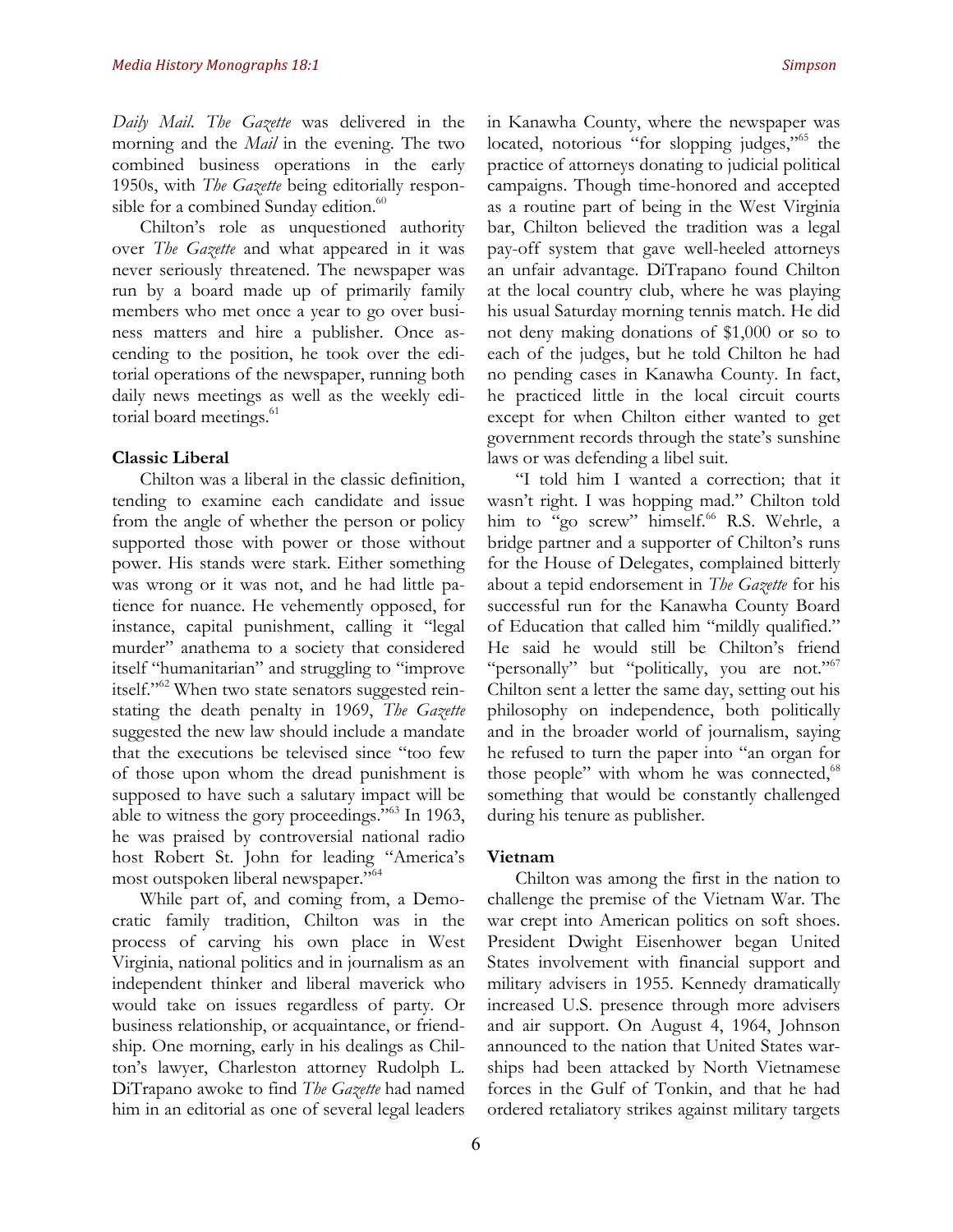*Daily Mail*. *The Gazette* was delivered in the morning and the *Mail* in the evening. The two combined business operations in the early 1950s, with *The Gazette* being editorially responsible for a combined Sunday edition.[60]

Chilton's role as unquestioned authority over *The Gazette* and what appeared in it was never seriously threatened. The newspaper was run by a board made up of primarily family members who met once a year to go over business matters and hire a publisher. Once ascending to the position, he took over the editorial operations of the newspaper, running both daily news meetings as well as the weekly editorial board meetings.[61]

### Classic Liberal

Chilton was a liberal in the classic definition, tending to examine each candidate and issue from the angle of whether the person or policy supported those with power or those without power. His stands were stark. Either something was wrong or it was not, and he had little patience for nuance. He vehemently opposed, for instance, capital punishment, calling it "legal murder" anathema to a society that considered itself "humanitarian" and struggling to "improve itself."[62] When two state senators suggested reinstating the death penalty in 1969, *The Gazette* suggested the new law should include a mandate that the executions be televised since "too few of those upon whom the dread punishment is supposed to have such a salutary impact will be able to witness the gory proceedings."[63] In 1963, he was praised by controversial national radio host Robert St. John for leading "America's most outspoken liberal newspaper."[64]

While part of, and coming from, a Democratic family tradition, Chilton was in the process of carving his own place in West Virginia, national politics and in journalism as an independent thinker and liberal maverick who would take on issues regardless of party. Or business relationship, or acquaintance, or friendship. One morning, early in his dealings as Chilton's lawyer, Charleston attorney Rudolph L. DiTrapano awoke to find *The Gazette* had named him in an editorial as one of several legal leaders in Kanawha County, where the newspaper was located, notorious "for slopping judges,"[65] the practice of attorneys donating to judicial political campaigns. Though time-honored and accepted as a routine part of being in the West Virginia bar, Chilton believed the tradition was a legal pay-off system that gave well-heeled attorneys an unfair advantage. DiTrapano found Chilton at the local country club, where he was playing his usual Saturday morning tennis match. He did not deny making donations of $1,000 or so to each of the judges, but he told Chilton he had no pending cases in Kanawha County. In fact, he practiced little in the local circuit courts except for when Chilton either wanted to get government records through the state's sunshine laws or was defending a libel suit.

"I told him I wanted a correction; that it wasn't right. I was hopping mad." Chilton told him to "go screw" himself.[66] R.S. Wehrle, a bridge partner and a supporter of Chilton's runs for the House of Delegates, complained bitterly about a tepid endorsement in *The Gazette* for his successful run for the Kanawha County Board of Education that called him "mildly qualified." He said he would still be Chilton's friend "personally" but "politically, you are not."[67] Chilton sent a letter the same day, setting out his philosophy on independence, both politically and in the broader world of journalism, saying he refused to turn the paper into "an organ for those people" with whom he was connected,[68] something that would be constantly challenged during his tenure as publisher.

### Vietnam

Chilton was among the first in the nation to challenge the premise of the Vietnam War. The war crept into American politics on soft shoes. President Dwight Eisenhower began United States involvement with financial support and military advisers in 1955. Kennedy dramatically increased U.S. presence through more advisers and air support. On August 4, 1964, Johnson announced to the nation that United States warships had been attacked by North Vietnamese forces in the Gulf of Tonkin, and that he had ordered retaliatory strikes against military targets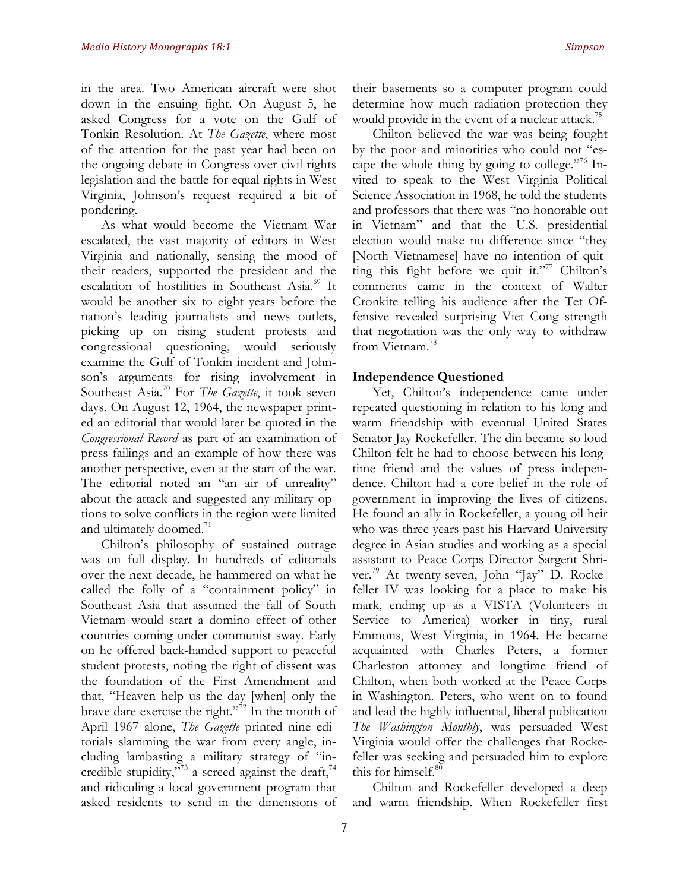in the area. Two American aircraft were shot down in the ensuing fight. On August 5, he asked Congress for a vote on the Gulf of Tonkin Resolution. At *The Gazette*, where most of the attention for the past year had been on the ongoing debate in Congress over civil rights legislation and the battle for equal rights in West Virginia, Johnson's request required a bit of pondering.

As what would become the Vietnam War escalated, the vast majority of editors in West Virginia and nationally, sensing the mood of their readers, supported the president and the escalation of hostilities in Southeast Asia.[69] It would be another six to eight years before the nation's leading journalists and news outlets, picking up on rising student protests and congressional questioning, would seriously examine the Gulf of Tonkin incident and Johnson's arguments for rising involvement in Southeast Asia.[70] For *The Gazette*, it took seven days. On August 12, 1964, the newspaper printed an editorial that would later be quoted in the *Congressional Record* as part of an examination of press failings and an example of how there was another perspective, even at the start of the war. The editorial noted an "an air of unreality" about the attack and suggested any military options to solve conflicts in the region were limited and ultimately doomed.[71]

Chilton's philosophy of sustained outrage was on full display. In hundreds of editorials over the next decade, he hammered on what he called the folly of a "containment policy" in Southeast Asia that assumed the fall of South Vietnam would start a domino effect of other countries coming under communist sway. Early on he offered back-handed support to peaceful student protests, noting the right of dissent was the foundation of the First Amendment and that, "Heaven help us the day [when] only the brave dare exercise the right."[72] In the month of April 1967 alone, *The Gazette* printed nine editorials slamming the war from every angle, including lambasting a military strategy of "incredible stupidity,"[73] a screed against the draft,[74] and ridiculing a local government program that asked residents to send in the dimensions of their basements so a computer program could determine how much radiation protection they would provide in the event of a nuclear attack.[75]

Chilton believed the war was being fought by the poor and minorities who could not "escape the whole thing by going to college."[76] Invited to speak to the West Virginia Political Science Association in 1968, he told the students and professors that there was "no honorable out in Vietnam" and that the U.S. presidential election would make no difference since "they [North Vietnamese] have no intention of quitting this fight before we quit it."[77] Chilton's comments came in the context of Walter Cronkite telling his audience after the Tet Offensive revealed surprising Viet Cong strength that negotiation was the only way to withdraw from Vietnam.[78]

## Independence Questioned

Yet, Chilton's independence came under repeated questioning in relation to his long and warm friendship with eventual United States Senator Jay Rockefeller. The din became so loud Chilton felt he had to choose between his longtime friend and the values of press independence. Chilton had a core belief in the role of government in improving the lives of citizens. He found an ally in Rockefeller, a young oil heir who was three years past his Harvard University degree in Asian studies and working as a special assistant to Peace Corps Director Sargent Shriver.[79] At twenty-seven, John "Jay" D. Rockefeller IV was looking for a place to make his mark, ending up as a VISTA (Volunteers in Service to America) worker in tiny, rural Emmons, West Virginia, in 1964. He became acquainted with Charles Peters, a former Charleston attorney and longtime friend of Chilton, when both worked at the Peace Corps in Washington. Peters, who went on to found and lead the highly influential, liberal publication *The Washington Monthly*, was persuaded West Virginia would offer the challenges that Rockefeller was seeking and persuaded him to explore this for himself.[80]

Chilton and Rockefeller developed a deep and warm friendship. When Rockefeller first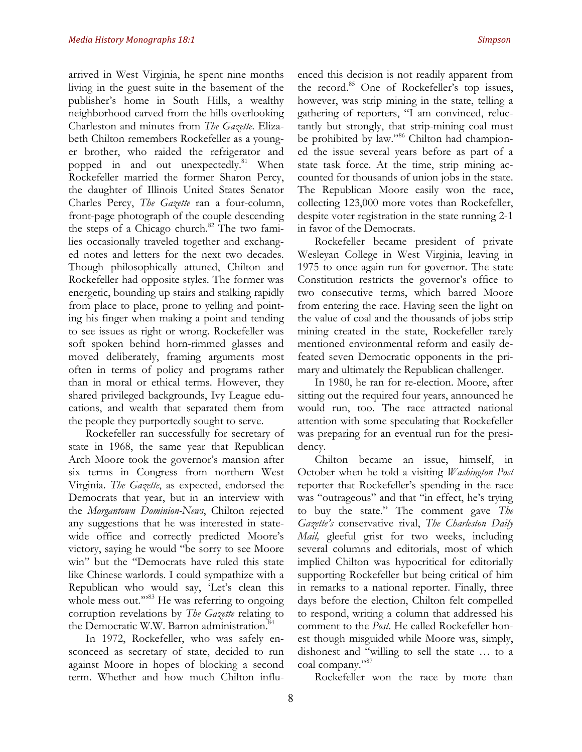arrived in West Virginia, he spent nine months living in the guest suite in the basement of the publisher's home in South Hills, a wealthy neighborhood carved from the hills overlooking Charleston and minutes from *The Gazette*. Elizabeth Chilton remembers Rockefeller as a younger brother, who raided the refrigerator and popped in and out unexpectedly.[81] When Rockefeller married the former Sharon Percy, the daughter of Illinois United States Senator Charles Percy, *The Gazette* ran a four-column, front-page photograph of the couple descending the steps of a Chicago church.[82] The two families occasionally traveled together and exchanged notes and letters for the next two decades. Though philosophically attuned, Chilton and Rockefeller had opposite styles. The former was energetic, bounding up stairs and stalking rapidly from place to place, prone to yelling and pointing his finger when making a point and tending to see issues as right or wrong. Rockefeller was soft spoken behind horn-rimmed glasses and moved deliberately, framing arguments most often in terms of policy and programs rather than in moral or ethical terms. However, they shared privileged backgrounds, Ivy League educations, and wealth that separated them from the people they purportedly sought to serve.

Rockefeller ran successfully for secretary of state in 1968, the same year that Republican Arch Moore took the governor's mansion after six terms in Congress from northern West Virginia. *The Gazette*, as expected, endorsed the Democrats that year, but in an interview with the *Morgantown Dominion-News*, Chilton rejected any suggestions that he was interested in statewide office and correctly predicted Moore's victory, saying he would "be sorry to see Moore win" but the "Democrats have ruled this state like Chinese warlords. I could sympathize with a Republican who would say, 'Let's clean this whole mess out.'"[83] He was referring to ongoing corruption revelations by *The Gazette* relating to the Democratic W.W. Barron administration.[84]

In 1972, Rockefeller, who was safely ensconceed as secretary of state, decided to run against Moore in hopes of blocking a second term. Whether and how much Chilton influenced this decision is not readily apparent from the record.[85] One of Rockefeller's top issues, however, was strip mining in the state, telling a gathering of reporters, "I am convinced, reluctantly but strongly, that strip-mining coal must be prohibited by law."[86] Chilton had championed the issue several years before as part of a state task force. At the time, strip mining accounted for thousands of union jobs in the state. The Republican Moore easily won the race, collecting 123,000 more votes than Rockefeller, despite voter registration in the state running 2-1 in favor of the Democrats.

Rockefeller became president of private Wesleyan College in West Virginia, leaving in 1975 to once again run for governor. The state Constitution restricts the governor's office to two consecutive terms, which barred Moore from entering the race. Having seen the light on the value of coal and the thousands of jobs strip mining created in the state, Rockefeller rarely mentioned environmental reform and easily defeated seven Democratic opponents in the primary and ultimately the Republican challenger.

In 1980, he ran for re-election. Moore, after sitting out the required four years, announced he would run, too. The race attracted national attention with some speculating that Rockefeller was preparing for an eventual run for the presidency.

Chilton became an issue, himself, in October when he told a visiting *Washington Post* reporter that Rockefeller's spending in the race was "outrageous" and that "in effect, he's trying to buy the state." The comment gave *The Gazette's* conservative rival, *The Charleston Daily Mail,* gleeful grist for two weeks, including several columns and editorials, most of which implied Chilton was hypocritical for editorially supporting Rockefeller but being critical of him in remarks to a national reporter. Finally, three days before the election, Chilton felt compelled to respond, writing a column that addressed his comment to the *Post*. He called Rockefeller honest though misguided while Moore was, simply, dishonest and "willing to sell the state … to a coal company."[87]

Rockefeller won the race by more than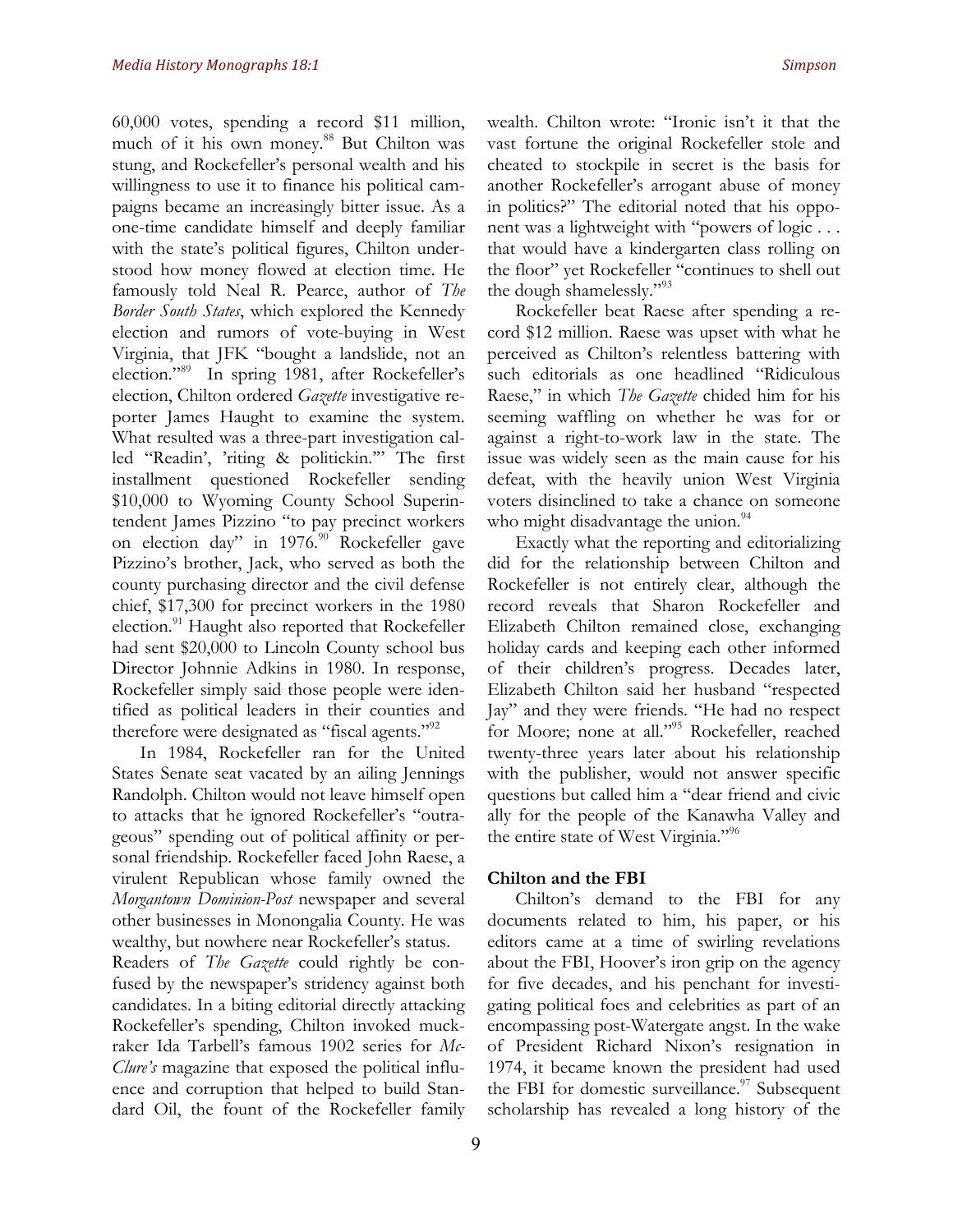60,000 votes, spending a record $11 million, much of it his own money.[88] But Chilton was stung, and Rockefeller's personal wealth and his willingness to use it to finance his political campaigns became an increasingly bitter issue. As a one-time candidate himself and deeply familiar with the state's political figures, Chilton understood how money flowed at election time. He famously told Neal R. Pearce, author of *The Border South States*, which explored the Kennedy election and rumors of vote-buying in West Virginia, that JFK "bought a landslide, not an election."[89] In spring 1981, after Rockefeller's election, Chilton ordered *Gazette* investigative reporter James Haught to examine the system. What resulted was a three-part investigation called "Readin', 'riting & politickin.'" The first installment questioned Rockefeller sending $10,000 to Wyoming County School Superintendent James Pizzino "to pay precinct workers on election day" in 1976.[90] Rockefeller gave Pizzino's brother, Jack, who served as both the county purchasing director and the civil defense chief, $17,300 for precinct workers in the 1980 election.[91] Haught also reported that Rockefeller had sent $20,000 to Lincoln County school bus Director Johnnie Adkins in 1980. In response, Rockefeller simply said those people were identified as political leaders in their counties and therefore were designated as "fiscal agents."[92]

In 1984, Rockefeller ran for the United States Senate seat vacated by an ailing Jennings Randolph. Chilton would not leave himself open to attacks that he ignored Rockefeller's "outrageous" spending out of political affinity or personal friendship. Rockefeller faced John Raese, a virulent Republican whose family owned the *Morgantown Dominion-Post* newspaper and several other businesses in Monongalia County. He was wealthy, but nowhere near Rockefeller's status.

Readers of *The Gazette* could rightly be confused by the newspaper's stridency against both candidates. In a biting editorial directly attacking Rockefeller's spending, Chilton invoked muckraker Ida Tarbell's famous 1902 series for *McClure's* magazine that exposed the political influence and corruption that helped to build Standard Oil, the fount of the Rockefeller family wealth. Chilton wrote: "Ironic isn't it that the vast fortune the original Rockefeller stole and cheated to stockpile in secret is the basis for another Rockefeller's arrogant abuse of money in politics?" The editorial noted that his opponent was a lightweight with "powers of logic . . . that would have a kindergarten class rolling on the floor" yet Rockefeller "continues to shell out the dough shamelessly."[93]

Rockefeller beat Raese after spending a record $12 million. Raese was upset with what he perceived as Chilton's relentless battering with such editorials as one headlined "Ridiculous Raese," in which *The Gazette* chided him for his seeming waffling on whether he was for or against a right-to-work law in the state. The issue was widely seen as the main cause for his defeat, with the heavily union West Virginia voters disinclined to take a chance on someone who might disadvantage the union.[94]

Exactly what the reporting and editorializing did for the relationship between Chilton and Rockefeller is not entirely clear, although the record reveals that Sharon Rockefeller and Elizabeth Chilton remained close, exchanging holiday cards and keeping each other informed of their children's progress. Decades later, Elizabeth Chilton said her husband "respected Jay" and they were friends. "He had no respect for Moore; none at all."[95] Rockefeller, reached twenty-three years later about his relationship with the publisher, would not answer specific questions but called him a "dear friend and civic ally for the people of the Kanawha Valley and the entire state of West Virginia."[96]

**Chilton and the FBI**

Chilton's demand to the FBI for any documents related to him, his paper, or his editors came at a time of swirling revelations about the FBI, Hoover's iron grip on the agency for five decades, and his penchant for investigating political foes and celebrities as part of an encompassing post-Watergate angst. In the wake of President Richard Nixon's resignation in 1974, it became known the president had used the FBI for domestic surveillance.[97] Subsequent scholarship has revealed a long history of the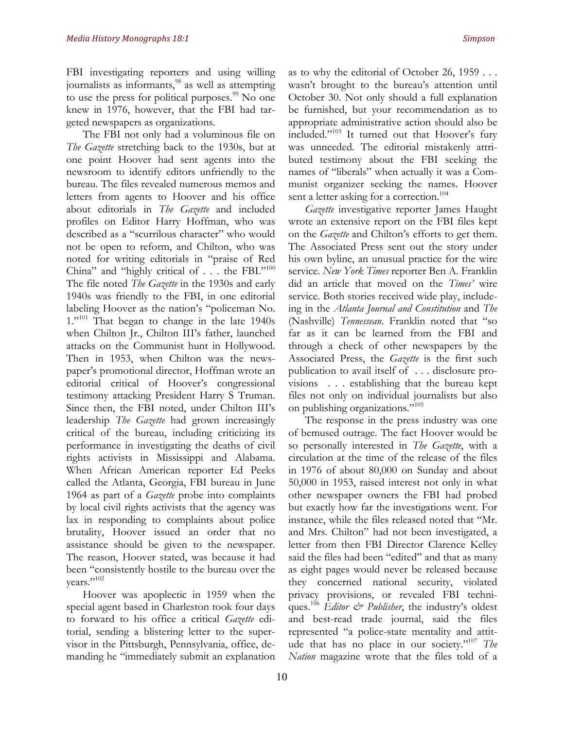FBI investigating reporters and using willing journalists as informants,[98] as well as attempting to use the press for political purposes.[99] No one knew in 1976, however, that the FBI had targeted newspapers as organizations.

The FBI not only had a voluminous file on *The Gazette* stretching back to the 1930s, but at one point Hoover had sent agents into the newsroom to identify editors unfriendly to the bureau. The files revealed numerous memos and letters from agents to Hoover and his office about editorials in *The Gazette* and included profiles on Editor Harry Hoffman, who was described as a "scurrilous character" who would not be open to reform, and Chilton, who was noted for writing editorials in "praise of Red China" and "highly critical of . . . the FBI."[100] The file noted *The Gazette* in the 1930s and early 1940s was friendly to the FBI, in one editorial labeling Hoover as the nation's "policeman No. 1."[101] That began to change in the late 1940s when Chilton Jr., Chilton III's father, launched attacks on the Communist hunt in Hollywood. Then in 1953, when Chilton was the newspaper's promotional director, Hoffman wrote an editorial critical of Hoover's congressional testimony attacking President Harry S Truman. Since then, the FBI noted, under Chilton III's leadership *The Gazette* had grown increasingly critical of the bureau, including criticizing its performance in investigating the deaths of civil rights activists in Mississippi and Alabama. When African American reporter Ed Peeks called the Atlanta, Georgia, FBI bureau in June 1964 as part of a *Gazette* probe into complaints by local civil rights activists that the agency was lax in responding to complaints about police brutality, Hoover issued an order that no assistance should be given to the newspaper. The reason, Hoover stated, was because it had been "consistently hostile to the bureau over the years."[102]

Hoover was apoplectic in 1959 when the special agent based in Charleston took four days to forward to his office a critical *Gazette* editorial, sending a blistering letter to the supervisor in the Pittsburgh, Pennsylvania, office, demanding he "immediately submit an explanation as to why the editorial of October 26, 1959 . . . wasn't brought to the bureau's attention until October 30. Not only should a full explanation be furnished, but your recommendation as to appropriate administrative action should also be included."[103] It turned out that Hoover's fury was unneeded. The editorial mistakenly attributed testimony about the FBI seeking the names of "liberals" when actually it was a Communist organizer seeking the names. Hoover sent a letter asking for a correction.[104]

*Gazette* investigative reporter James Haught wrote an extensive report on the FBI files kept on the *Gazette* and Chilton's efforts to get them. The Associated Press sent out the story under his own byline, an unusual practice for the wire service. *New York Times* reporter Ben A. Franklin did an article that moved on the *Times'* wire service. Both stories received wide play, including in the *Atlanta Journal and Constitution* and *The* (Nashville) *Tennessean*. Franklin noted that "so far as it can be learned from the FBI and through a check of other newspapers by the Associated Press, the *Gazette* is the first such publication to avail itself of . . . disclosure provisions . . . establishing that the bureau kept files not only on individual journalists but also on publishing organizations."[105]

The response in the press industry was one of bemused outrage. The fact Hoover would be so personally interested in *The Gazette*, with a circulation at the time of the release of the files in 1976 of about 80,000 on Sunday and about 50,000 in 1953, raised interest not only in what other newspaper owners the FBI had probed but exactly how far the investigations went. For instance, while the files released noted that "Mr. and Mrs. Chilton" had not been investigated, a letter from then FBI Director Clarence Kelley said the files had been "edited" and that as many as eight pages would never be released because they concerned national security, violated privacy provisions, or revealed FBI techniques.[106] *Editor & Publisher*, the industry's oldest and best-read trade journal, said the files represented "a police-state mentality and attitude that has no place in our society."[107] *The Nation* magazine wrote that the files told of a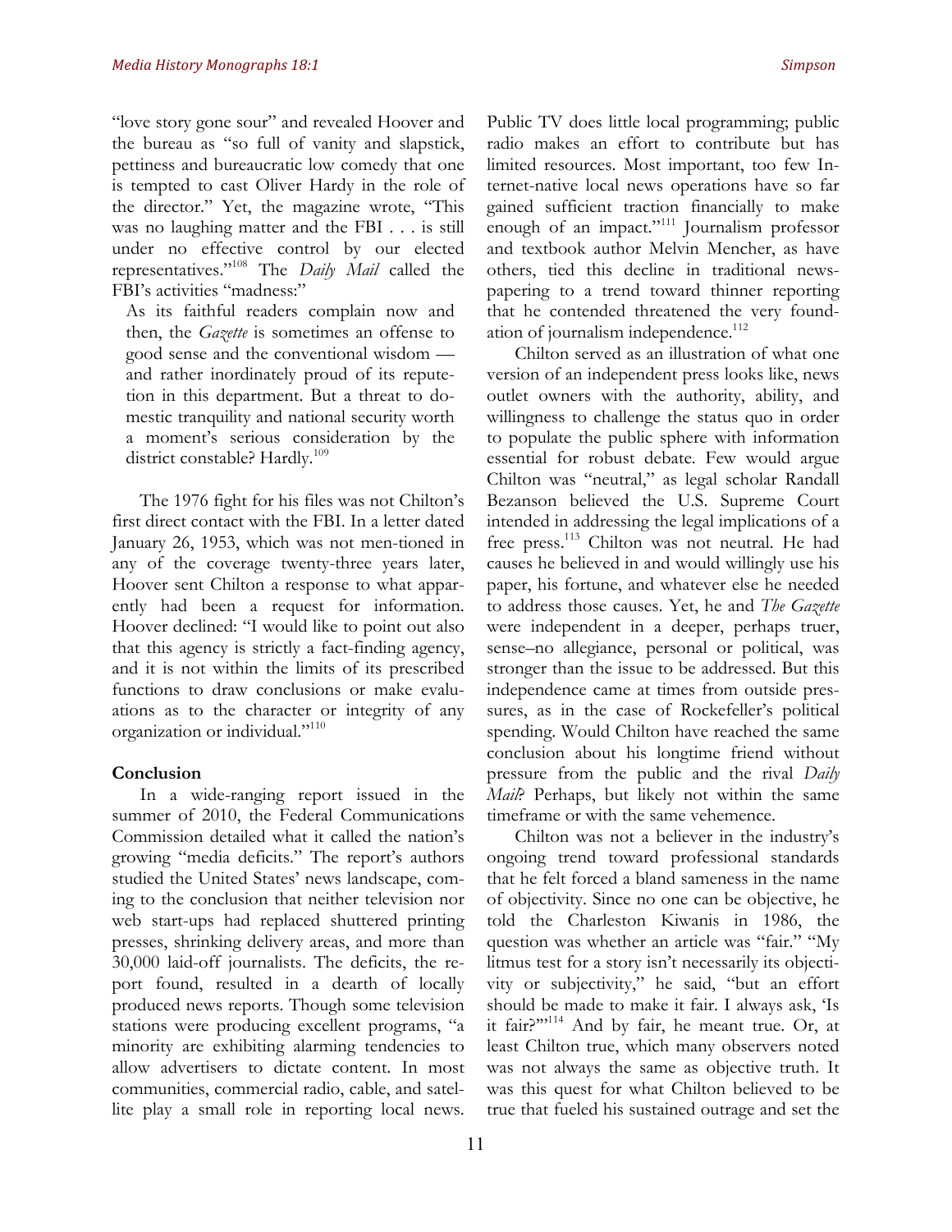"love story gone sour" and revealed Hoover and the bureau as "so full of vanity and slapstick, pettiness and bureaucratic low comedy that one is tempted to cast Oliver Hardy in the role of the director." Yet, the magazine wrote, "This was no laughing matter and the FBI . . . is still under no effective control by our elected representatives."[108] The *Daily Mail* called the FBI's activities "madness:"

> As its faithful readers complain now and then, the *Gazette* is sometimes an offense to good sense and the conventional wisdom — and rather inordinately proud of its reputation in this department. But a threat to domestic tranquility and national security worth a moment's serious consideration by the district constable? Hardly.[109]

The 1976 fight for his files was not Chilton's first direct contact with the FBI. In a letter dated January 26, 1953, which was not mentioned in any of the coverage twenty-three years later, Hoover sent Chilton a response to what apparently had been a request for information. Hoover declined: "I would like to point out also that this agency is strictly a fact-finding agency, and it is not within the limits of its prescribed functions to draw conclusions or make evaluations as to the character or integrity of any organization or individual."[110]

**Conclusion**

In a wide-ranging report issued in the summer of 2010, the Federal Communications Commission detailed what it called the nation's growing "media deficits." The report's authors studied the United States' news landscape, coming to the conclusion that neither television nor web start-ups had replaced shuttered printing presses, shrinking delivery areas, and more than 30,000 laid-off journalists. The deficits, the report found, resulted in a dearth of locally produced news reports. Though some television stations were producing excellent programs, "a minority are exhibiting alarming tendencies to allow advertisers to dictate content. In most communities, commercial radio, cable, and satellite play a small role in reporting local news. Public TV does little local programming; public radio makes an effort to contribute but has limited resources. Most important, too few Internet-native local news operations have so far gained sufficient traction financially to make enough of an impact."[111] Journalism professor and textbook author Melvin Mencher, as have others, tied this decline in traditional newspapering to a trend toward thinner reporting that he contended threatened the very foundation of journalism independence.[112]

Chilton served as an illustration of what one version of an independent press looks like, news outlet owners with the authority, ability, and willingness to challenge the status quo in order to populate the public sphere with information essential for robust debate. Few would argue Chilton was "neutral," as legal scholar Randall Bezanson believed the U.S. Supreme Court intended in addressing the legal implications of a free press.[113] Chilton was not neutral. He had causes he believed in and would willingly use his paper, his fortune, and whatever else he needed to address those causes. Yet, he and *The Gazette* were independent in a deeper, perhaps truer, sense–no allegiance, personal or political, was stronger than the issue to be addressed. But this independence came at times from outside pressures, as in the case of Rockefeller's political spending. Would Chilton have reached the same conclusion about his longtime friend without pressure from the public and the rival *Daily Mail*? Perhaps, but likely not within the same timeframe or with the same vehemence.

Chilton was not a believer in the industry's ongoing trend toward professional standards that he felt forced a bland sameness in the name of objectivity. Since no one can be objective, he told the Charleston Kiwanis in 1986, the question was whether an article was "fair." "My litmus test for a story isn't necessarily its objectivity or subjectivity," he said, "but an effort should be made to make it fair. I always ask, 'Is it fair?'"[114] And by fair, he meant true. Or, at least Chilton true, which many observers noted was not always the same as objective truth. It was this quest for what Chilton believed to be true that fueled his sustained outrage and set the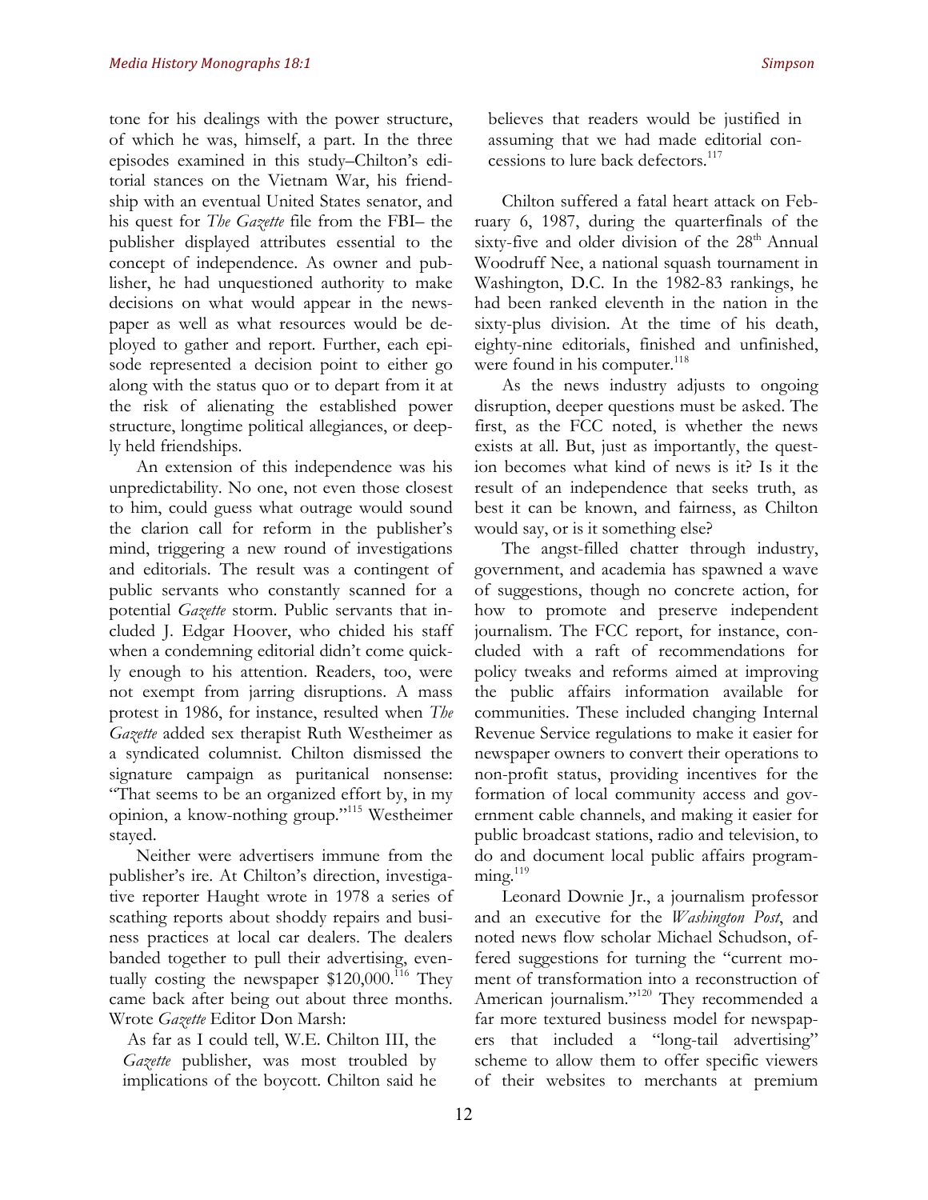tone for his dealings with the power structure, of which he was, himself, a part. In the three episodes examined in this study–Chilton's editorial stances on the Vietnam War, his friendship with an eventual United States senator, and his quest for *The Gazette* file from the FBI– the publisher displayed attributes essential to the concept of independence. As owner and publisher, he had unquestioned authority to make decisions on what would appear in the newspaper as well as what resources would be deployed to gather and report. Further, each episode represented a decision point to either go along with the status quo or to depart from it at the risk of alienating the established power structure, longtime political allegiances, or deeply held friendships.

An extension of this independence was his unpredictability. No one, not even those closest to him, could guess what outrage would sound the clarion call for reform in the publisher's mind, triggering a new round of investigations and editorials. The result was a contingent of public servants who constantly scanned for a potential *Gazette* storm. Public servants that included J. Edgar Hoover, who chided his staff when a condemning editorial didn't come quickly enough to his attention. Readers, too, were not exempt from jarring disruptions. A mass protest in 1986, for instance, resulted when *The Gazette* added sex therapist Ruth Westheimer as a syndicated columnist. Chilton dismissed the signature campaign as puritanical nonsense: "That seems to be an organized effort by, in my opinion, a know-nothing group."[115] Westheimer stayed.

Neither were advertisers immune from the publisher's ire. At Chilton's direction, investigative reporter Haught wrote in 1978 a series of scathing reports about shoddy repairs and business practices at local car dealers. The dealers banded together to pull their advertising, eventually costing the newspaper \$120,000.[116] They came back after being out about three months. Wrote *Gazette* Editor Don Marsh:

> As far as I could tell, W.E. Chilton III, the *Gazette* publisher, was most troubled by implications of the boycott. Chilton said he believes that readers would be justified in assuming that we had made editorial concessions to lure back defectors.[117]

Chilton suffered a fatal heart attack on February 6, 1987, during the quarterfinals of the sixty-five and older division of the 28th Annual Woodruff Nee, a national squash tournament in Washington, D.C. In the 1982-83 rankings, he had been ranked eleventh in the nation in the sixty-plus division. At the time of his death, eighty-nine editorials, finished and unfinished, were found in his computer.[118]

As the news industry adjusts to ongoing disruption, deeper questions must be asked. The first, as the FCC noted, is whether the news exists at all. But, just as importantly, the question becomes what kind of news is it? Is it the result of an independence that seeks truth, as best it can be known, and fairness, as Chilton would say, or is it something else?

The angst-filled chatter through industry, government, and academia has spawned a wave of suggestions, though no concrete action, for how to promote and preserve independent journalism. The FCC report, for instance, concluded with a raft of recommendations for policy tweaks and reforms aimed at improving the public affairs information available for communities. These included changing Internal Revenue Service regulations to make it easier for newspaper owners to convert their operations to non-profit status, providing incentives for the formation of local community access and government cable channels, and making it easier for public broadcast stations, radio and television, to do and document local public affairs programming.[119]

Leonard Downie Jr., a journalism professor and an executive for the *Washington Post*, and noted news flow scholar Michael Schudson, offered suggestions for turning the "current moment of transformation into a reconstruction of American journalism."[120] They recommended a far more textured business model for newspapers that included a "long-tail advertising" scheme to allow them to offer specific viewers of their websites to merchants at premium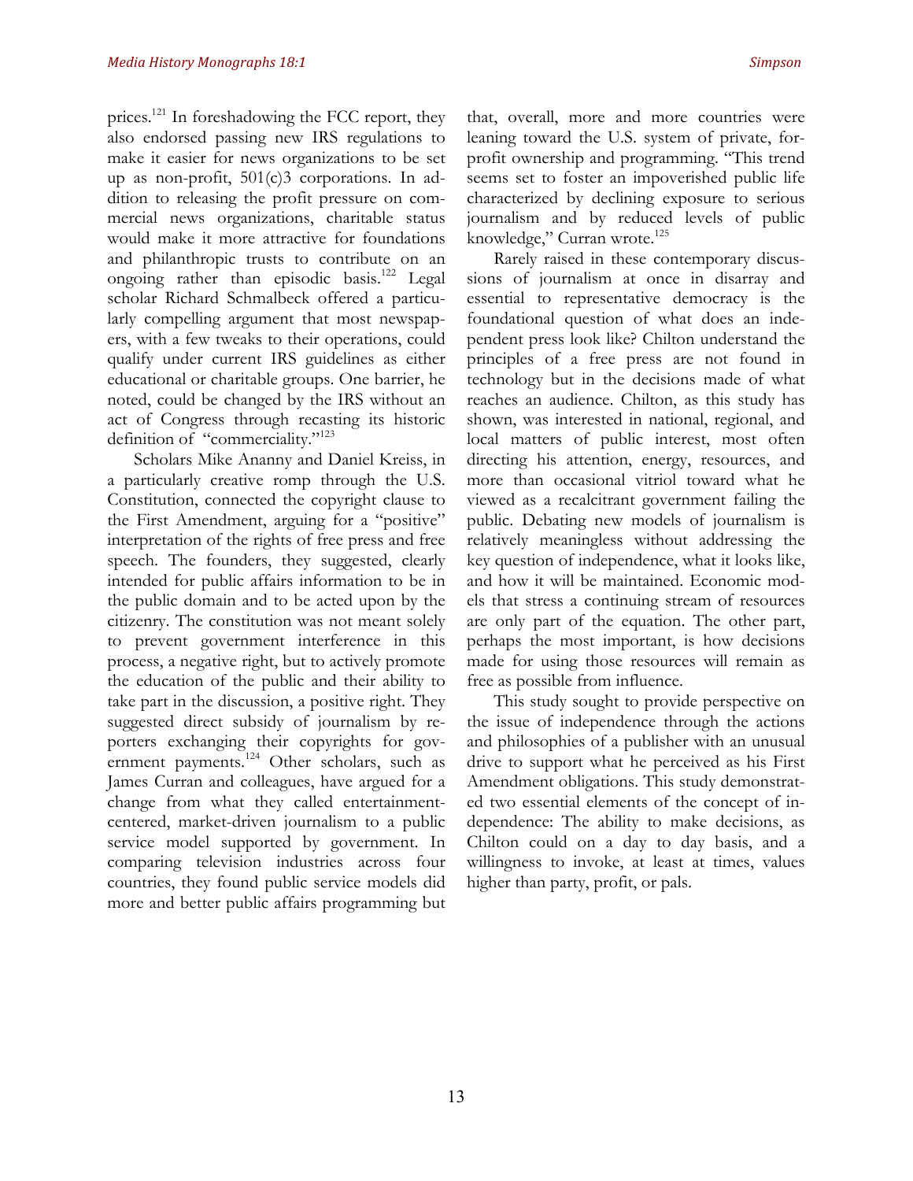prices.[121] In foreshadowing the FCC report, they also endorsed passing new IRS regulations to make it easier for news organizations to be set up as non-profit, 501(c)3 corporations. In addition to releasing the profit pressure on commercial news organizations, charitable status would make it more attractive for foundations and philanthropic trusts to contribute on an ongoing rather than episodic basis.[122] Legal scholar Richard Schmalbeck offered a particularly compelling argument that most newspapers, with a few tweaks to their operations, could qualify under current IRS guidelines as either educational or charitable groups. One barrier, he noted, could be changed by the IRS without an act of Congress through recasting its historic definition of "commerciality."[123]

Scholars Mike Ananny and Daniel Kreiss, in a particularly creative romp through the U.S. Constitution, connected the copyright clause to the First Amendment, arguing for a "positive" interpretation of the rights of free press and free speech. The founders, they suggested, clearly intended for public affairs information to be in the public domain and to be acted upon by the citizenry. The constitution was not meant solely to prevent government interference in this process, a negative right, but to actively promote the education of the public and their ability to take part in the discussion, a positive right. They suggested direct subsidy of journalism by reporters exchanging their copyrights for government payments.[124] Other scholars, such as James Curran and colleagues, have argued for a change from what they called entertainment-centered, market-driven journalism to a public service model supported by government. In comparing television industries across four countries, they found public service models did more and better public affairs programming but that, overall, more and more countries were leaning toward the U.S. system of private, for-profit ownership and programming. "This trend seems set to foster an impoverished public life characterized by declining exposure to serious journalism and by reduced levels of public knowledge," Curran wrote.[125]

Rarely raised in these contemporary discussions of journalism at once in disarray and essential to representative democracy is the foundational question of what does an independent press look like? Chilton understand the principles of a free press are not found in technology but in the decisions made of what reaches an audience. Chilton, as this study has shown, was interested in national, regional, and local matters of public interest, most often directing his attention, energy, resources, and more than occasional vitriol toward what he viewed as a recalcitrant government failing the public. Debating new models of journalism is relatively meaningless without addressing the key question of independence, what it looks like, and how it will be maintained. Economic models that stress a continuing stream of resources are only part of the equation. The other part, perhaps the most important, is how decisions made for using those resources will remain as free as possible from influence.

This study sought to provide perspective on the issue of independence through the actions and philosophies of a publisher with an unusual drive to support what he perceived as his First Amendment obligations. This study demonstrated two essential elements of the concept of independence: The ability to make decisions, as Chilton could on a day to day basis, and a willingness to invoke, at least at times, values higher than party, profit, or pals.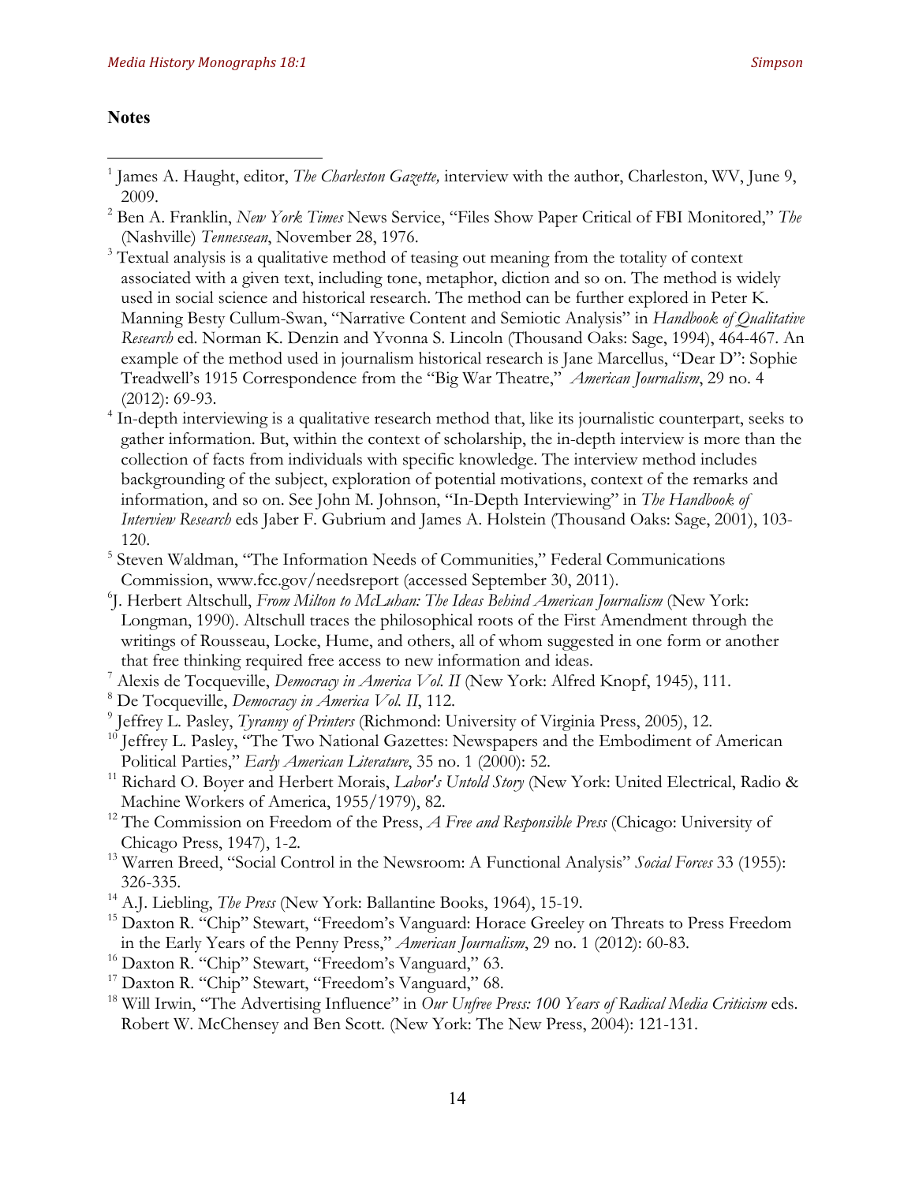## Notes

[1] James A. Haught, editor, *The Charleston Gazette,* interview with the author, Charleston, WV, June 9, 2009.

[2] Ben A. Franklin, *New York Times* News Service, "Files Show Paper Critical of FBI Monitored," *The* (Nashville) *Tennessean*, November 28, 1976.

[3] Textual analysis is a qualitative method of teasing out meaning from the totality of context associated with a given text, including tone, metaphor, diction and so on. The method is widely used in social science and historical research. The method can be further explored in Peter K. Manning Besty Cullum-Swan, "Narrative Content and Semiotic Analysis" in *Handbook of Qualitative Research* ed. Norman K. Denzin and Yvonna S. Lincoln (Thousand Oaks: Sage, 1994), 464-467. An example of the method used in journalism historical research is Jane Marcellus, "Dear D": Sophie Treadwell's 1915 Correspondence from the "Big War Theatre," *American Journalism*, 29 no. 4 (2012): 69-93.

[4] In-depth interviewing is a qualitative research method that, like its journalistic counterpart, seeks to gather information. But, within the context of scholarship, the in-depth interview is more than the collection of facts from individuals with specific knowledge. The interview method includes backgrounding of the subject, exploration of potential motivations, context of the remarks and information, and so on. See John M. Johnson, "In-Depth Interviewing" in *The Handbook of Interview Research* eds Jaber F. Gubrium and James A. Holstein (Thousand Oaks: Sage, 2001), 103-120.

[5] Steven Waldman, "The Information Needs of Communities," Federal Communications Commission, www.fcc.gov/needsreport (accessed September 30, 2011).

[6] J. Herbert Altschull, *From Milton to McLuhan: The Ideas Behind American Journalism* (New York: Longman, 1990). Altschull traces the philosophical roots of the First Amendment through the writings of Rousseau, Locke, Hume, and others, all of whom suggested in one form or another that free thinking required free access to new information and ideas.

[7] Alexis de Tocqueville, *Democracy in America Vol. II* (New York: Alfred Knopf, 1945), 111.

[8] De Tocqueville, *Democracy in America Vol. II*, 112.

[9] Jeffrey L. Pasley, *Tyranny of Printers* (Richmond: University of Virginia Press, 2005), 12.

[10] Jeffrey L. Pasley, "The Two National Gazettes: Newspapers and the Embodiment of American Political Parties," *Early American Literature*, 35 no. 1 (2000): 52.

[11] Richard O. Boyer and Herbert Morais, *Labor's Untold Story* (New York: United Electrical, Radio & Machine Workers of America, 1955/1979), 82.

[12] The Commission on Freedom of the Press, *A Free and Responsible Press* (Chicago: University of Chicago Press, 1947), 1-2.

[13] Warren Breed, "Social Control in the Newsroom: A Functional Analysis" *Social Forces* 33 (1955): 326-335.

[14] A.J. Liebling, *The Press* (New York: Ballantine Books, 1964), 15-19.

[15] Daxton R. "Chip" Stewart, "Freedom's Vanguard: Horace Greeley on Threats to Press Freedom in the Early Years of the Penny Press," *American Journalism*, 29 no. 1 (2012): 60-83.

[16] Daxton R. "Chip" Stewart, "Freedom's Vanguard," 63.

[17] Daxton R. "Chip" Stewart, "Freedom's Vanguard," 68.

[18] Will Irwin, "The Advertising Influence" in *Our Unfree Press: 100 Years of Radical Media Criticism* eds. Robert W. McChensey and Ben Scott. (New York: The New Press, 2004): 121-131.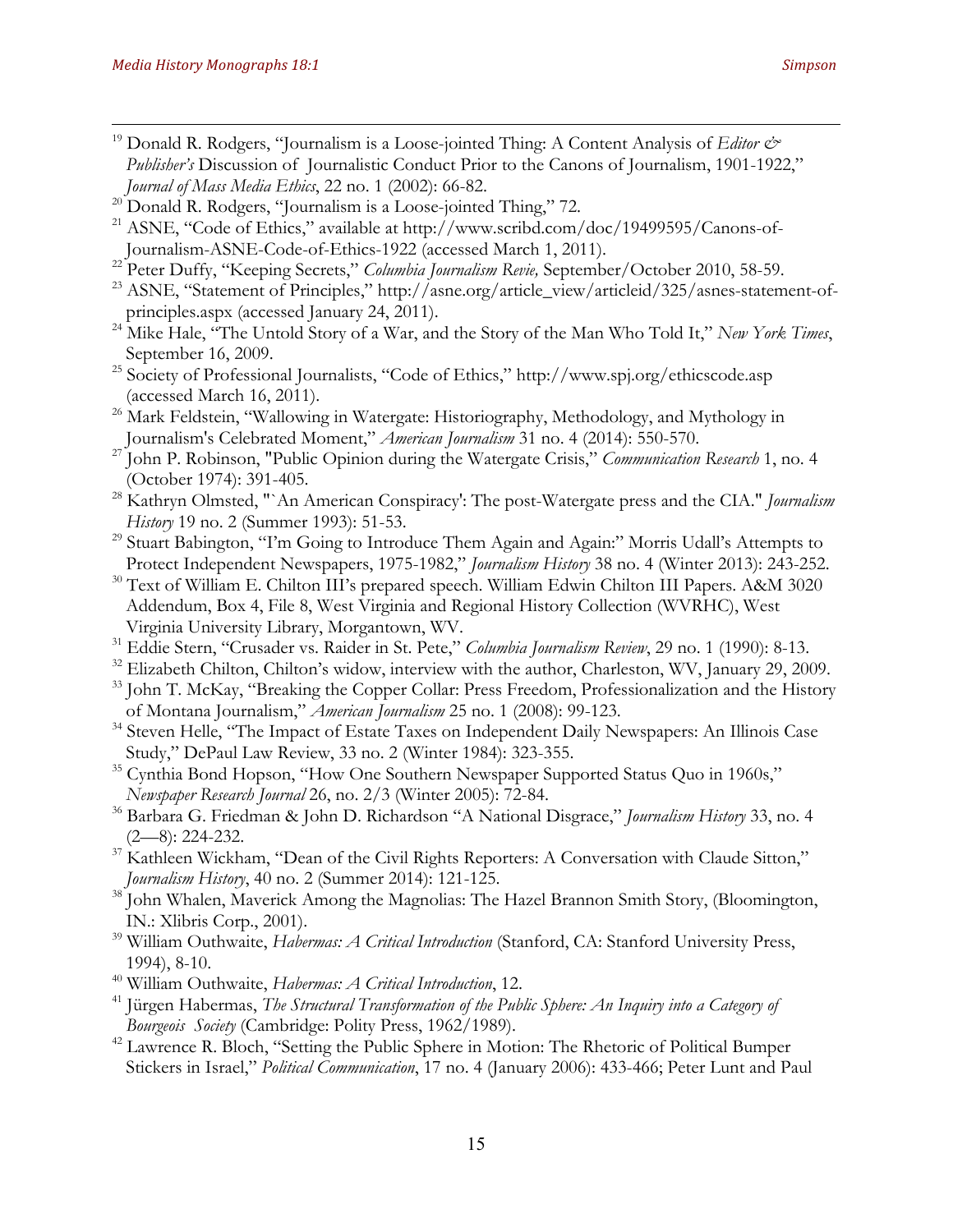[19] Donald R. Rodgers, "Journalism is a Loose-jointed Thing: A Content Analysis of *Editor & Publisher's* Discussion of Journalistic Conduct Prior to the Canons of Journalism, 1901-1922," *Journal of Mass Media Ethics*, 22 no. 1 (2002): 66-82.

[20] Donald R. Rodgers, "Journalism is a Loose-jointed Thing," 72.

[21] ASNE, "Code of Ethics," available at http://www.scribd.com/doc/19499595/Canons-of-Journalism-ASNE-Code-of-Ethics-1922 (accessed March 1, 2011).

[22] Peter Duffy, "Keeping Secrets," *Columbia Journalism Revie,* September/October 2010, 58-59.

[23] ASNE, "Statement of Principles," http://asne.org/article_view/articleid/325/asnes-statement-of-principles.aspx (accessed January 24, 2011).

[24] Mike Hale, "The Untold Story of a War, and the Story of the Man Who Told It," *New York Times*, September 16, 2009.

[25] Society of Professional Journalists, "Code of Ethics," http://www.spj.org/ethicscode.asp (accessed March 16, 2011).

[26] Mark Feldstein, "Wallowing in Watergate: Historiography, Methodology, and Mythology in Journalism's Celebrated Moment," *American Journalism* 31 no. 4 (2014): 550-570.

[27] John P. Robinson, "Public Opinion during the Watergate Crisis," *Communication Research* 1, no. 4 (October 1974): 391-405.

[28] Kathryn Olmsted, "`An American Conspiracy': The post-Watergate press and the CIA." *Journalism History* 19 no. 2 (Summer 1993): 51-53.

[29] Stuart Babington, "I'm Going to Introduce Them Again and Again:" Morris Udall's Attempts to Protect Independent Newspapers, 1975-1982," *Journalism History* 38 no. 4 (Winter 2013): 243-252.

[30] Text of William E. Chilton III's prepared speech. William Edwin Chilton III Papers. A&M 3020 Addendum, Box 4, File 8, West Virginia and Regional History Collection (WVRHC), West Virginia University Library, Morgantown, WV.

[31] Eddie Stern, "Crusader vs. Raider in St. Pete," *Columbia Journalism Review*, 29 no. 1 (1990): 8-13.

[32] Elizabeth Chilton, Chilton's widow, interview with the author, Charleston, WV, January 29, 2009.

[33] John T. McKay, "Breaking the Copper Collar: Press Freedom, Professionalization and the History of Montana Journalism," *American Journalism* 25 no. 1 (2008): 99-123.

[34] Steven Helle, "The Impact of Estate Taxes on Independent Daily Newspapers: An Illinois Case Study," DePaul Law Review, 33 no. 2 (Winter 1984): 323-355.

[35] Cynthia Bond Hopson, "How One Southern Newspaper Supported Status Quo in 1960s," *Newspaper Research Journal* 26, no. 2/3 (Winter 2005): 72-84.

[36] Barbara G. Friedman & John D. Richardson "A National Disgrace," *Journalism History* 33, no. 4 (2—8): 224-232.

[37] Kathleen Wickham, "Dean of the Civil Rights Reporters: A Conversation with Claude Sitton," *Journalism History*, 40 no. 2 (Summer 2014): 121-125.

[38] John Whalen, Maverick Among the Magnolias: The Hazel Brannon Smith Story, (Bloomington, IN.: Xlibris Corp., 2001).

[39] William Outhwaite, *Habermas: A Critical Introduction* (Stanford, CA: Stanford University Press, 1994), 8-10.

[40] William Outhwaite, *Habermas: A Critical Introduction*, 12.

[41] Jürgen Habermas, *The Structural Transformation of the Public Sphere: An Inquiry into a Category of Bourgeois Society* (Cambridge: Polity Press, 1962/1989).

[42] Lawrence R. Bloch, "Setting the Public Sphere in Motion: The Rhetoric of Political Bumper Stickers in Israel," *Political Communication*, 17 no. 4 (January 2006): 433-466; Peter Lunt and Paul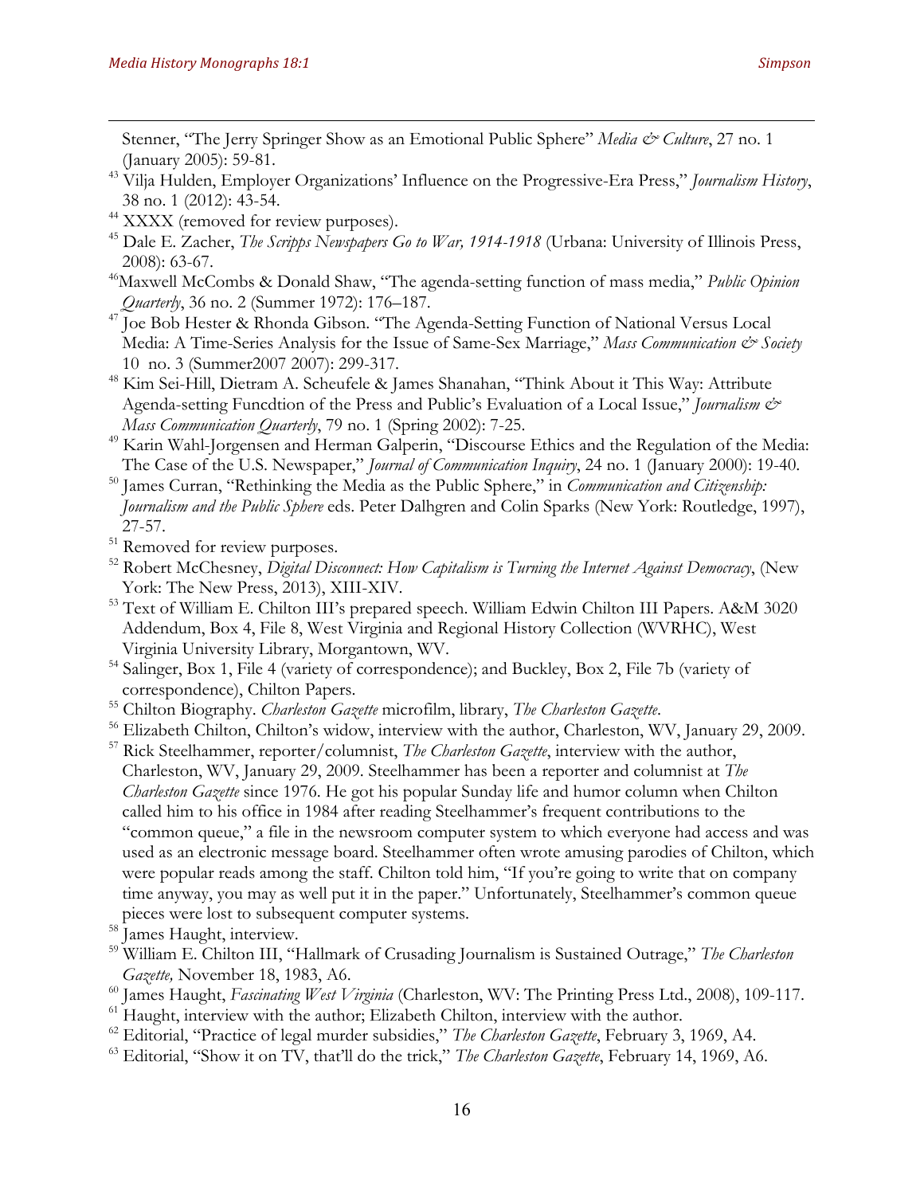Stenner, "The Jerry Springer Show as an Emotional Public Sphere" *Media & Culture*, 27 no. 1 (January 2005): 59-81.

[43] Vilja Hulden, Employer Organizations' Influence on the Progressive-Era Press," *Journalism History*, 38 no. 1 (2012): 43-54.

[44] XXXX (removed for review purposes).

[45] Dale E. Zacher, *The Scripps Newspapers Go to War, 1914-1918* (Urbana: University of Illinois Press, 2008): 63-67.

[46] Maxwell McCombs & Donald Shaw, "The agenda-setting function of mass media," *Public Opinion Quarterly*, 36 no. 2 (Summer 1972): 176–187.

[47] Joe Bob Hester & Rhonda Gibson. "The Agenda-Setting Function of National Versus Local Media: A Time-Series Analysis for the Issue of Same-Sex Marriage," *Mass Communication & Society* 10 no. 3 (Summer2007 2007): 299-317.

[48] Kim Sei-Hill, Dietram A. Scheufele & James Shanahan, "Think About it This Way: Attribute Agenda-setting Funcdtion of the Press and Public's Evaluation of a Local Issue," *Journalism & Mass Communication Quarterly*, 79 no. 1 (Spring 2002): 7-25.

[49] Karin Wahl-Jorgensen and Herman Galperin, "Discourse Ethics and the Regulation of the Media: The Case of the U.S. Newspaper," *Journal of Communication Inquiry*, 24 no. 1 (January 2000): 19-40.

[50] James Curran, "Rethinking the Media as the Public Sphere," in *Communication and Citizenship: Journalism and the Public Sphere* eds. Peter Dalhgren and Colin Sparks (New York: Routledge, 1997), 27-57.

[51] Removed for review purposes.

[52] Robert McChesney, *Digital Disconnect: How Capitalism is Turning the Internet Against Democracy*, (New York: The New Press, 2013), XIII-XIV.

[53] Text of William E. Chilton III's prepared speech. William Edwin Chilton III Papers. A&M 3020 Addendum, Box 4, File 8, West Virginia and Regional History Collection (WVRHC), West Virginia University Library, Morgantown, WV.

[54] Salinger, Box 1, File 4 (variety of correspondence); and Buckley, Box 2, File 7b (variety of correspondence), Chilton Papers.

[55] Chilton Biography. *Charleston Gazette* microfilm, library, *The Charleston Gazette*.

[56] Elizabeth Chilton, Chilton's widow, interview with the author, Charleston, WV, January 29, 2009.

[57] Rick Steelhammer, reporter/columnist, *The Charleston Gazette*, interview with the author, Charleston, WV, January 29, 2009. Steelhammer has been a reporter and columnist at *The Charleston Gazette* since 1976. He got his popular Sunday life and humor column when Chilton called him to his office in 1984 after reading Steelhammer's frequent contributions to the "common queue," a file in the newsroom computer system to which everyone had access and was used as an electronic message board. Steelhammer often wrote amusing parodies of Chilton, which were popular reads among the staff. Chilton told him, "If you're going to write that on company time anyway, you may as well put it in the paper." Unfortunately, Steelhammer's common queue pieces were lost to subsequent computer systems.

[58] James Haught, interview.

[59] William E. Chilton III, "Hallmark of Crusading Journalism is Sustained Outrage," *The Charleston Gazette,* November 18, 1983, A6.

[60] James Haught, *Fascinating West Virginia* (Charleston, WV: The Printing Press Ltd., 2008), 109-117.

[61] Haught, interview with the author; Elizabeth Chilton, interview with the author.

[62] Editorial, "Practice of legal murder subsidies," *The Charleston Gazette*, February 3, 1969, A4.

[63] Editorial, "Show it on TV, that'll do the trick," *The Charleston Gazette*, February 14, 1969, A6.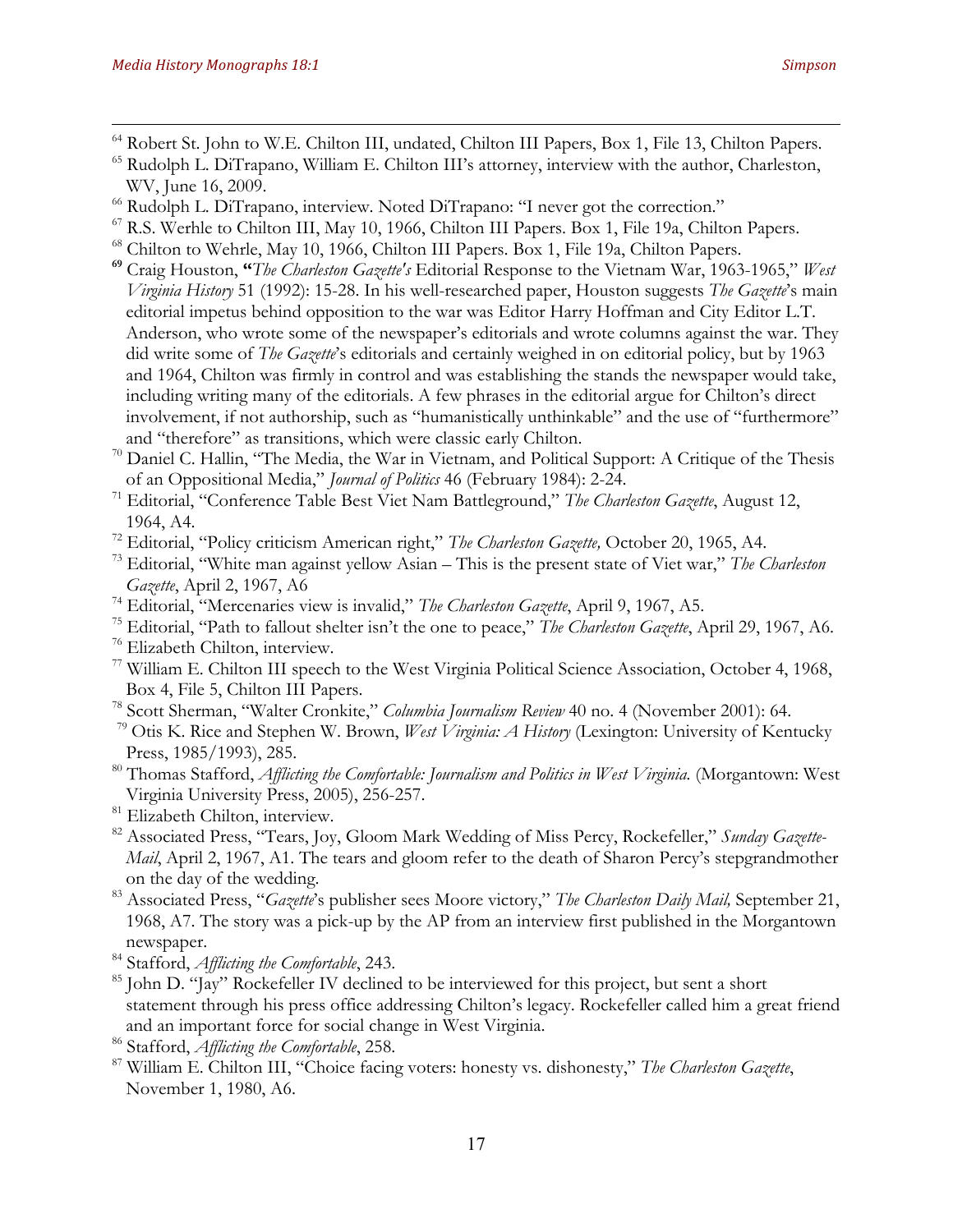[64] Robert St. John to W.E. Chilton III, undated, Chilton III Papers, Box 1, File 13, Chilton Papers.

[65] Rudolph L. DiTrapano, William E. Chilton III's attorney, interview with the author, Charleston, WV, June 16, 2009.

[66] Rudolph L. DiTrapano, interview. Noted DiTrapano: "I never got the correction."

[67] R.S. Werhle to Chilton III, May 10, 1966, Chilton III Papers. Box 1, File 19a, Chilton Papers.

[68] Chilton to Wehrle, May 10, 1966, Chilton III Papers. Box 1, File 19a, Chilton Papers.

[69] Craig Houston, **"***The Charleston Gazette's* Editorial Response to the Vietnam War, 1963-1965," *West Virginia History* 51 (1992): 15-28. In his well-researched paper, Houston suggests *The Gazette*'s main editorial impetus behind opposition to the war was Editor Harry Hoffman and City Editor L.T. Anderson, who wrote some of the newspaper's editorials and wrote columns against the war. They did write some of *The Gazette*'s editorials and certainly weighed in on editorial policy, but by 1963 and 1964, Chilton was firmly in control and was establishing the stands the newspaper would take, including writing many of the editorials. A few phrases in the editorial argue for Chilton's direct involvement, if not authorship, such as "humanistically unthinkable" and the use of "furthermore" and "therefore" as transitions, which were classic early Chilton.

[70] Daniel C. Hallin, "The Media, the War in Vietnam, and Political Support: A Critique of the Thesis of an Oppositional Media," *Journal of Politics* 46 (February 1984): 2-24.

[71] Editorial, "Conference Table Best Viet Nam Battleground," *The Charleston Gazette*, August 12, 1964, A4.

[72] Editorial, "Policy criticism American right," *The Charleston Gazette,* October 20, 1965, A4.

[73] Editorial, "White man against yellow Asian – This is the present state of Viet war," *The Charleston Gazette*, April 2, 1967, A6

[74] Editorial, "Mercenaries view is invalid," *The Charleston Gazette*, April 9, 1967, A5.

[75] Editorial, "Path to fallout shelter isn't the one to peace," *The Charleston Gazette*, April 29, 1967, A6.

[76] Elizabeth Chilton, interview.

[77] William E. Chilton III speech to the West Virginia Political Science Association, October 4, 1968, Box 4, File 5, Chilton III Papers.

[78] Scott Sherman, "Walter Cronkite," *Columbia Journalism Review* 40 no. 4 (November 2001): 64.

[79] Otis K. Rice and Stephen W. Brown, *West Virginia: A History* (Lexington: University of Kentucky Press, 1985/1993), 285.

[80] Thomas Stafford, *Afflicting the Comfortable: Journalism and Politics in West Virginia.* (Morgantown: West Virginia University Press, 2005), 256-257.

[81] Elizabeth Chilton, interview.

[82] Associated Press, "Tears, Joy, Gloom Mark Wedding of Miss Percy, Rockefeller," *Sunday Gazette-Mail*, April 2, 1967, A1. The tears and gloom refer to the death of Sharon Percy's stepgrandmother on the day of the wedding.

[83] Associated Press, "*Gazette*'s publisher sees Moore victory," *The Charleston Daily Mail,* September 21, 1968, A7. The story was a pick-up by the AP from an interview first published in the Morgantown newspaper.

[84] Stafford, *Afflicting the Comfortable*, 243.

[85] John D. "Jay" Rockefeller IV declined to be interviewed for this project, but sent a short statement through his press office addressing Chilton's legacy. Rockefeller called him a great friend and an important force for social change in West Virginia.

[86] Stafford, *Afflicting the Comfortable*, 258.

[87] William E. Chilton III, "Choice facing voters: honesty vs. dishonesty," *The Charleston Gazette*, November 1, 1980, A6.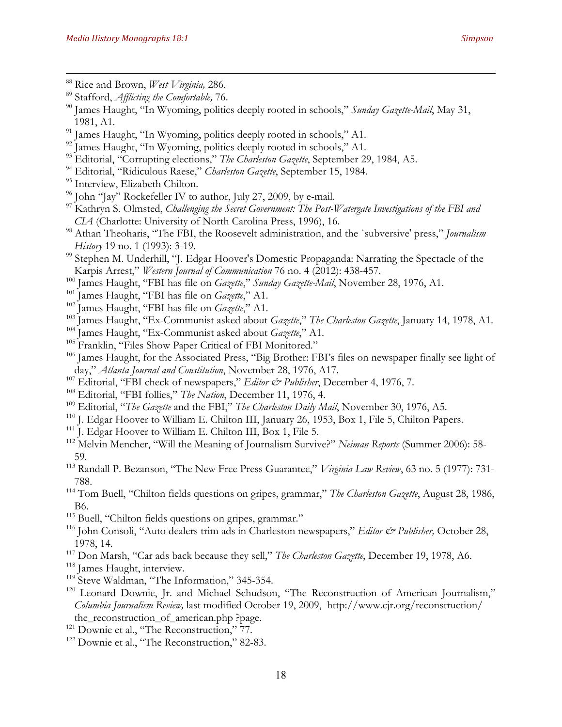[88] Rice and Brown, *West Virginia,* 286.

[89] Stafford, *Afflicting the Comfortable,* 76.

[90] James Haught, "In Wyoming, politics deeply rooted in schools," *Sunday Gazette-Mail*, May 31, 1981, A1.

[91] James Haught, "In Wyoming, politics deeply rooted in schools," A1.

[92] James Haught, "In Wyoming, politics deeply rooted in schools," A1.

[93] Editorial, "Corrupting elections," *The Charleston Gazette*, September 29, 1984, A5.

[94] Editorial, "Ridiculous Raese," *Charleston Gazette*, September 15, 1984.

[95] Interview, Elizabeth Chilton.

[96] John "Jay" Rockefeller IV to author, July 27, 2009, by e-mail.

[97] Kathryn S. Olmsted, *Challenging the Secret Government: The Post-Watergate Investigations of the FBI and CIA* (Charlotte: University of North Carolina Press, 1996), 16.

[98] Athan Theoharis, "The FBI, the Roosevelt administration, and the `subversive' press," *Journalism History* 19 no. 1 (1993): 3-19.

[99] Stephen M. Underhill, "J. Edgar Hoover's Domestic Propaganda: Narrating the Spectacle of the Karpis Arrest," *Western Journal of Communication* 76 no. 4 (2012): 438-457.

[100] James Haught, "FBI has file on *Gazette*," *Sunday Gazette-Mail*, November 28, 1976, A1.

[101] James Haught, "FBI has file on *Gazette*," A1.

[102] James Haught, "FBI has file on *Gazette*," A1.

[103] James Haught, "Ex-Communist asked about *Gazette*," *The Charleston Gazette*, January 14, 1978, A1.

[104] James Haught, "Ex-Communist asked about *Gazette*," A1.

[105] Franklin, "Files Show Paper Critical of FBI Monitored."

[106] James Haught, for the Associated Press, "Big Brother: FBI's files on newspaper finally see light of day," *Atlanta Journal and Constitution*, November 28, 1976, A17.

[107] Editorial, "FBI check of newspapers," *Editor & Publisher*, December 4, 1976, 7.

[108] Editorial, "FBI follies," *The Nation*, December 11, 1976, 4.

[109] Editorial, "*The Gazette* and the FBI," *The Charleston Daily Mail*, November 30, 1976, A5.

[110] J. Edgar Hoover to William E. Chilton III, January 26, 1953, Box 1, File 5, Chilton Papers.

[111] J. Edgar Hoover to William E. Chilton III, Box 1, File 5.

[112] Melvin Mencher, "Will the Meaning of Journalism Survive?" *Neiman Reports* (Summer 2006): 58-59.

[113] Randall P. Bezanson, "The New Free Press Guarantee," *Virginia Law Review*, 63 no. 5 (1977): 731-788.

[114] Tom Buell, "Chilton fields questions on gripes, grammar," *The Charleston Gazette*, August 28, 1986, B6.

[115] Buell, "Chilton fields questions on gripes, grammar."

[116] John Consoli, "Auto dealers trim ads in Charleston newspapers," *Editor & Publisher,* October 28, 1978, 14.

[117] Don Marsh, "Car ads back because they sell," *The Charleston Gazette*, December 19, 1978, A6.

[118] James Haught, interview.

[119] Steve Waldman, "The Information," 345-354.

[120] Leonard Downie, Jr. and Michael Schudson, "The Reconstruction of American Journalism," *Columbia Journalism Review,* last modified October 19, 2009, http://www.cjr.org/reconstruction/the_reconstruction_of_american.php ?page.

[121] Downie et al., "The Reconstruction," 77.

[122] Downie et al., "The Reconstruction," 82-83.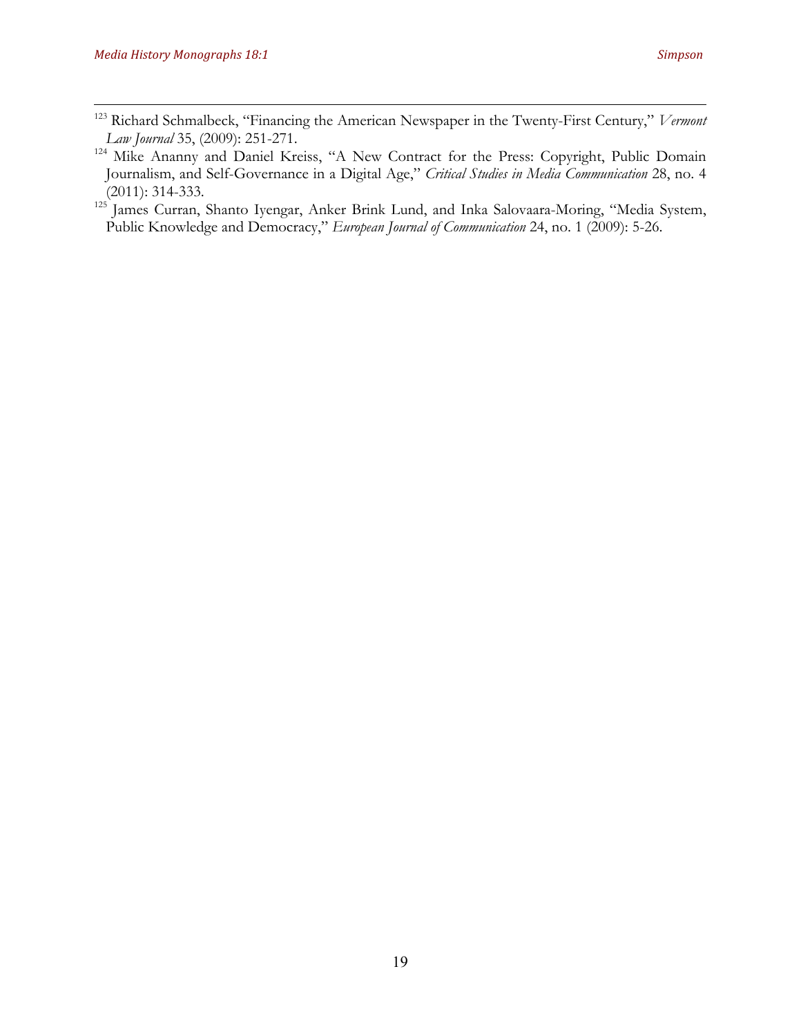[123] Richard Schmalbeck, "Financing the American Newspaper in the Twenty-First Century," *Vermont Law Journal* 35, (2009): 251-271.

[124] Mike Ananny and Daniel Kreiss, "A New Contract for the Press: Copyright, Public Domain Journalism, and Self-Governance in a Digital Age," *Critical Studies in Media Communication* 28, no. 4 (2011): 314-333.

[125] James Curran, Shanto Iyengar, Anker Brink Lund, and Inka Salovaara-Moring, "Media System, Public Knowledge and Democracy," *European Journal of Communication* 24, no. 1 (2009): 5-26.